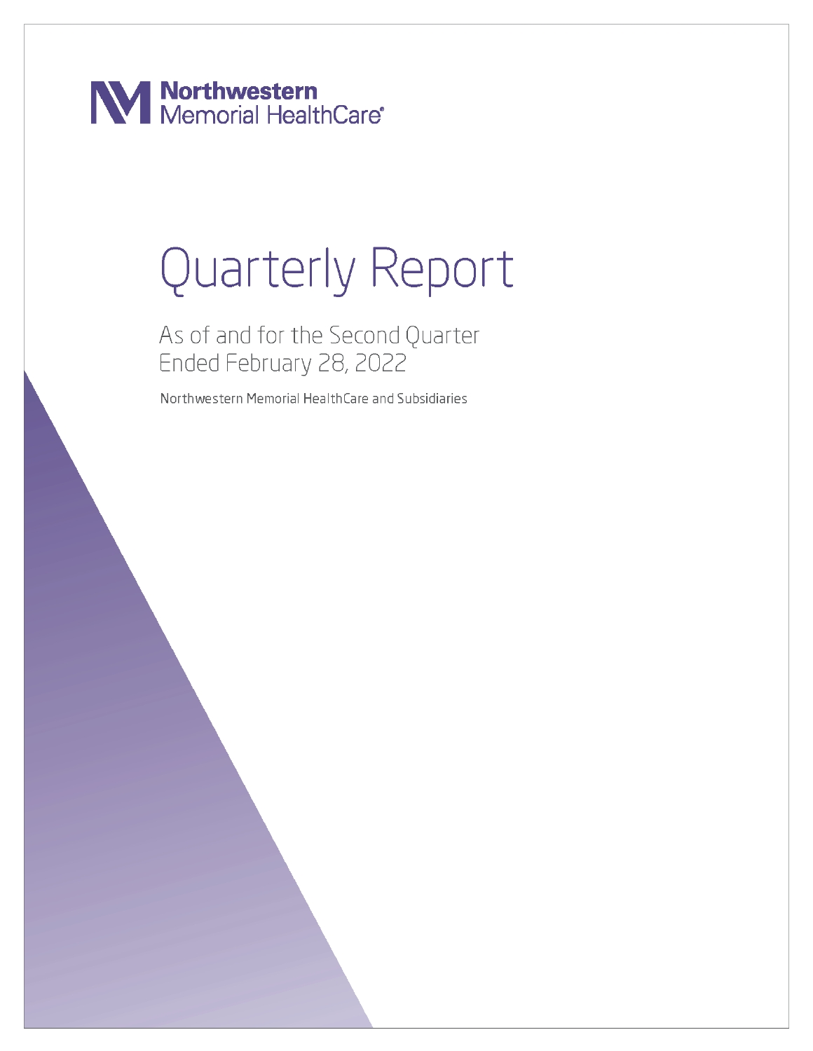Northwestern Memorial HealthCare®

# Quarterly Report

## As of and for the Second Quarter Ended February 28, 2022

Northwestern Memorial HealthCare and Subsidiaries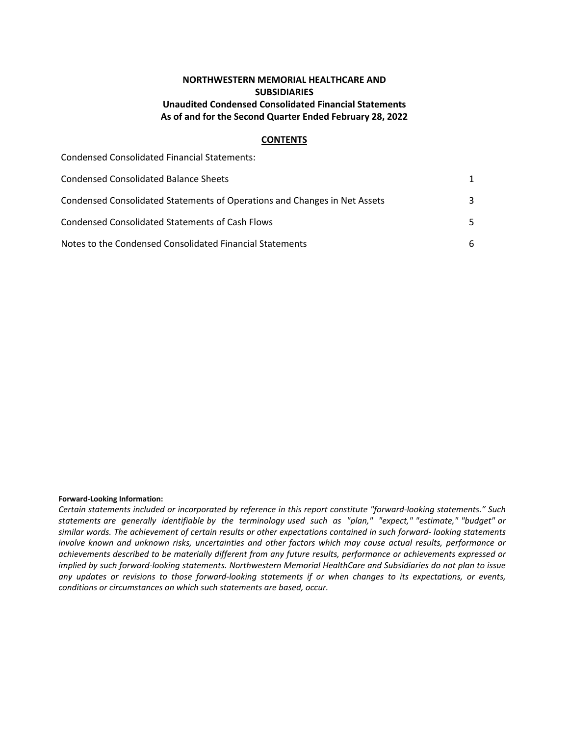# NORTHWESTERN MEMORIAL HEALTHCARE AND SUBSIDIARIES

## Unaudited Condensed Consolidated Financial Statements

## As of and for the Second Quarter Ended February 28, 2022

### CONTENTS

| Condensed Consolidated Financial Statements: | |
|---|---|
| Condensed Consolidated Balance Sheets | 1 |
| Condensed Consolidated Statements of Operations and Changes in Net Assets | 3 |
| Condensed Consolidated Statements of Cash Flows | 5 |
| Notes to the Condensed Consolidated Financial Statements | 6 |

**Forward-Looking Information:**

*Certain statements included or incorporated by reference in this report constitute "forward-looking statements." Such statements are generally identifiable by the terminology used such as "plan," "expect," "estimate," "budget" or similar words. The achievement of certain results or other expectations contained in such forward- looking statements involve known and unknown risks, uncertainties and other factors which may cause actual results, performance or achievements described to be materially different from any future results, performance or achievements expressed or implied by such forward-looking statements. Northwestern Memorial HealthCare and Subsidiaries do not plan to issue any updates or revisions to those forward-looking statements if or when changes to its expectations, or events, conditions or circumstances on which such statements are based, occur.*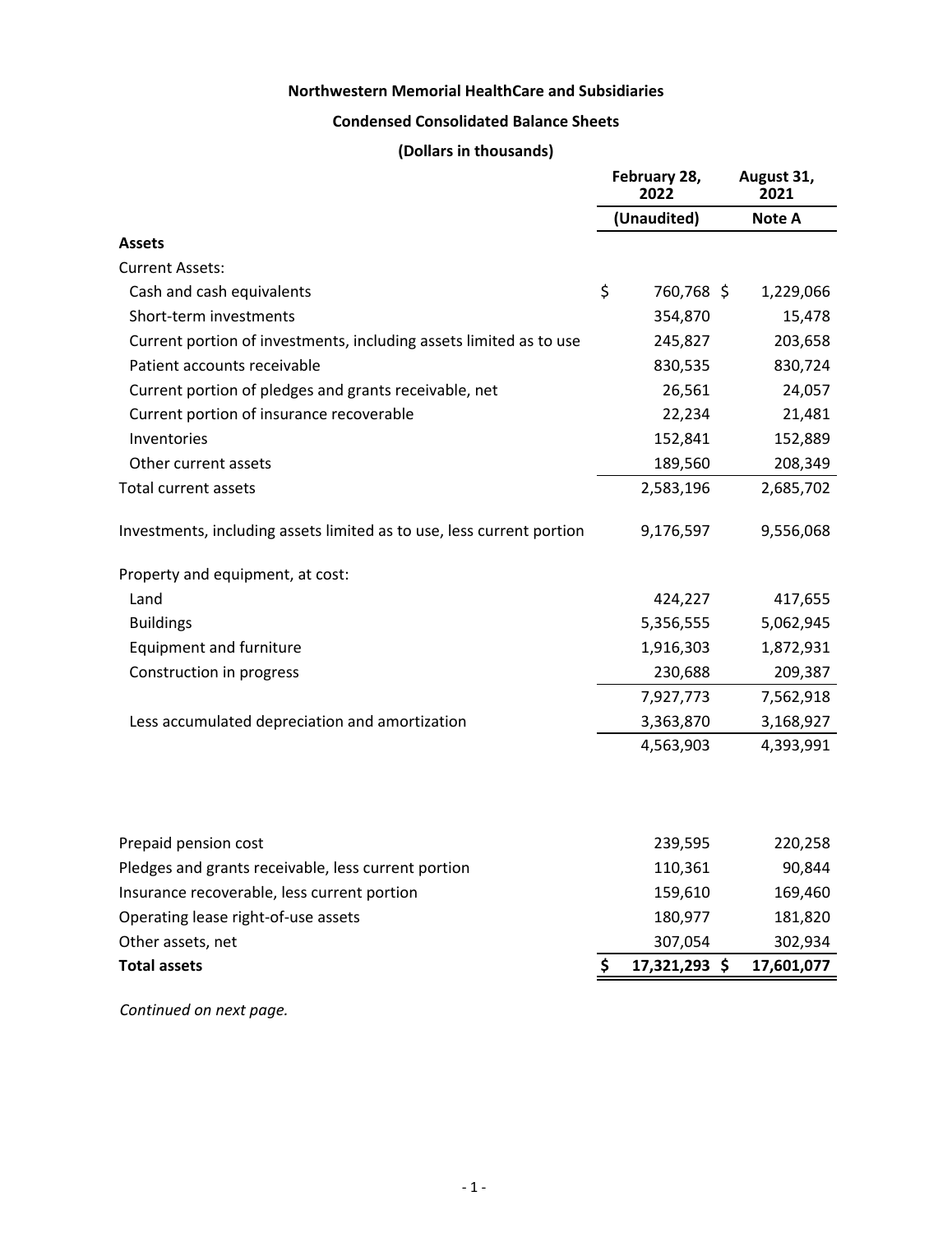**Northwestern Memorial HealthCare and Subsidiaries**

**Condensed Consolidated Balance Sheets**

**(Dollars in thousands)**

| | February 28, 2022 | August 31, 2021 |
|---|---|---|
| | (Unaudited) | Note A |
| **Assets** | | |
| Current Assets: | | |
| Cash and cash equivalents | $ 760,768 | $ 1,229,066 |
| Short-term investments | 354,870 | 15,478 |
| Current portion of investments, including assets limited as to use | 245,827 | 203,658 |
| Patient accounts receivable | 830,535 | 830,724 |
| Current portion of pledges and grants receivable, net | 26,561 | 24,057 |
| Current portion of insurance recoverable | 22,234 | 21,481 |
| Inventories | 152,841 | 152,889 |
| Other current assets | 189,560 | 208,349 |
| Total current assets | 2,583,196 | 2,685,702 |
| | | |
| Investments, including assets limited as to use, less current portion | 9,176,597 | 9,556,068 |
| | | |
| Property and equipment, at cost: | | |
| Land | 424,227 | 417,655 |
| Buildings | 5,356,555 | 5,062,945 |
| Equipment and furniture | 1,916,303 | 1,872,931 |
| Construction in progress | 230,688 | 209,387 |
| | 7,927,773 | 7,562,918 |
| Less accumulated depreciation and amortization | 3,363,870 | 3,168,927 |
| | 4,563,903 | 4,393,991 |
| | | |
| Prepaid pension cost | 239,595 | 220,258 |
| Pledges and grants receivable, less current portion | 110,361 | 90,844 |
| Insurance recoverable, less current portion | 159,610 | 169,460 |
| Operating lease right-of-use assets | 180,977 | 181,820 |
| Other assets, net | 307,054 | 302,934 |
| **Total assets** | **$ 17,321,293** | **$ 17,601,077** |

*Continued on next page.*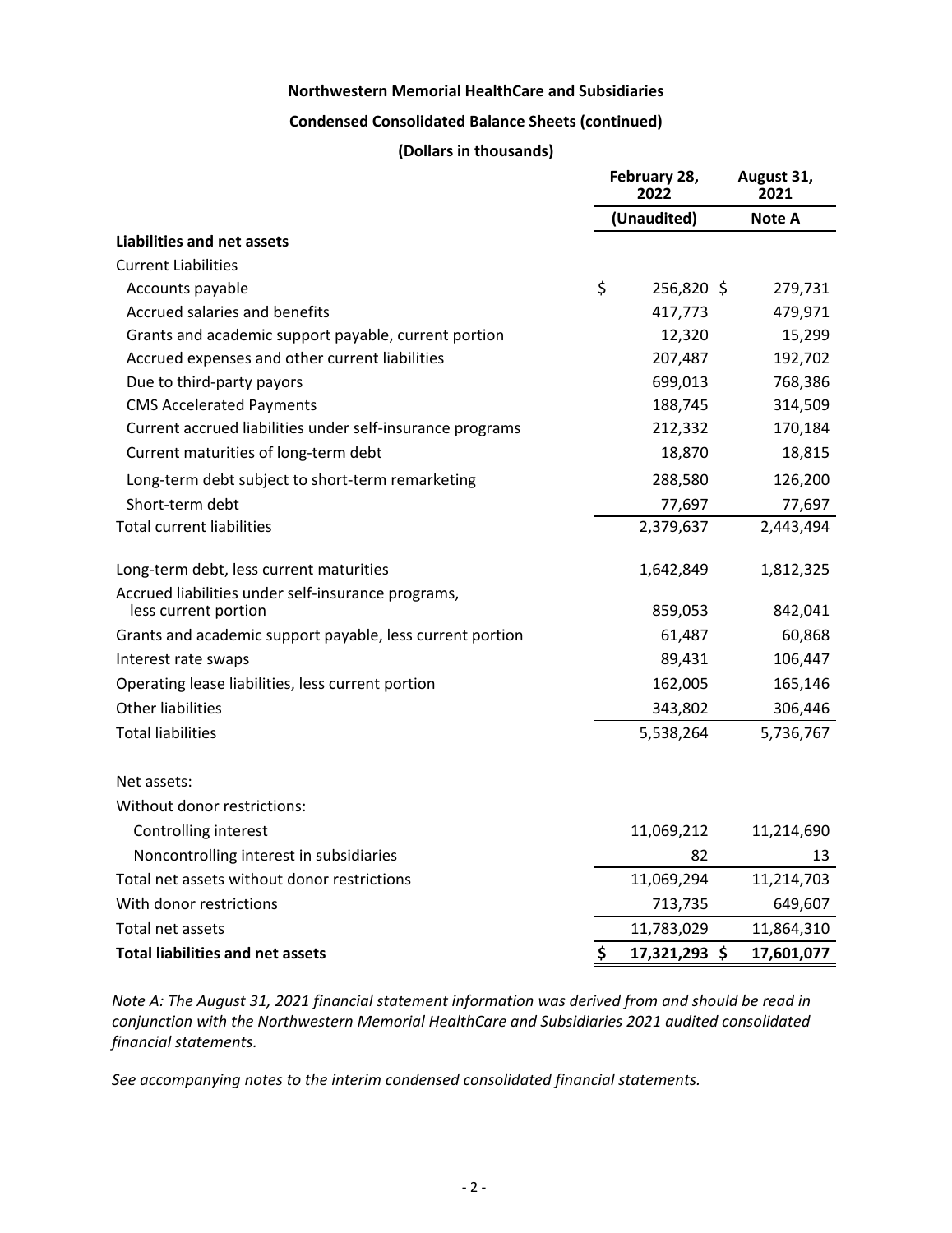**Northwestern Memorial HealthCare and Subsidiaries**

**Condensed Consolidated Balance Sheets (continued)**

**(Dollars in thousands)**

| | February 28, 2022 | August 31, 2021 |
|---|---|---|
| | (Unaudited) | Note A |
| **Liabilities and net assets** | | |
| Current Liabilities | | |
| Accounts payable | $ 256,820 | $ 279,731 |
| Accrued salaries and benefits | 417,773 | 479,971 |
| Grants and academic support payable, current portion | 12,320 | 15,299 |
| Accrued expenses and other current liabilities | 207,487 | 192,702 |
| Due to third-party payors | 699,013 | 768,386 |
| CMS Accelerated Payments | 188,745 | 314,509 |
| Current accrued liabilities under self-insurance programs | 212,332 | 170,184 |
| Current maturities of long-term debt | 18,870 | 18,815 |
| Long-term debt subject to short-term remarketing | 288,580 | 126,200 |
| Short-term debt | 77,697 | 77,697 |
| Total current liabilities | 2,379,637 | 2,443,494 |
| | | |
| Long-term debt, less current maturities | 1,642,849 | 1,812,325 |
| Accrued liabilities under self-insurance programs, less current portion | 859,053 | 842,041 |
| Grants and academic support payable, less current portion | 61,487 | 60,868 |
| Interest rate swaps | 89,431 | 106,447 |
| Operating lease liabilities, less current portion | 162,005 | 165,146 |
| Other liabilities | 343,802 | 306,446 |
| Total liabilities | 5,538,264 | 5,736,767 |
| | | |
| Net assets: | | |
| Without donor restrictions: | | |
| Controlling interest | 11,069,212 | 11,214,690 |
| Noncontrolling interest in subsidiaries | 82 | 13 |
| Total net assets without donor restrictions | 11,069,294 | 11,214,703 |
| With donor restrictions | 713,735 | 649,607 |
| Total net assets | 11,783,029 | 11,864,310 |
| **Total liabilities and net assets** | **$ 17,321,293** | **$ 17,601,077** |

*Note A: The August 31, 2021 financial statement information was derived from and should be read in conjunction with the Northwestern Memorial HealthCare and Subsidiaries 2021 audited consolidated financial statements.*

*See accompanying notes to the interim condensed consolidated financial statements.*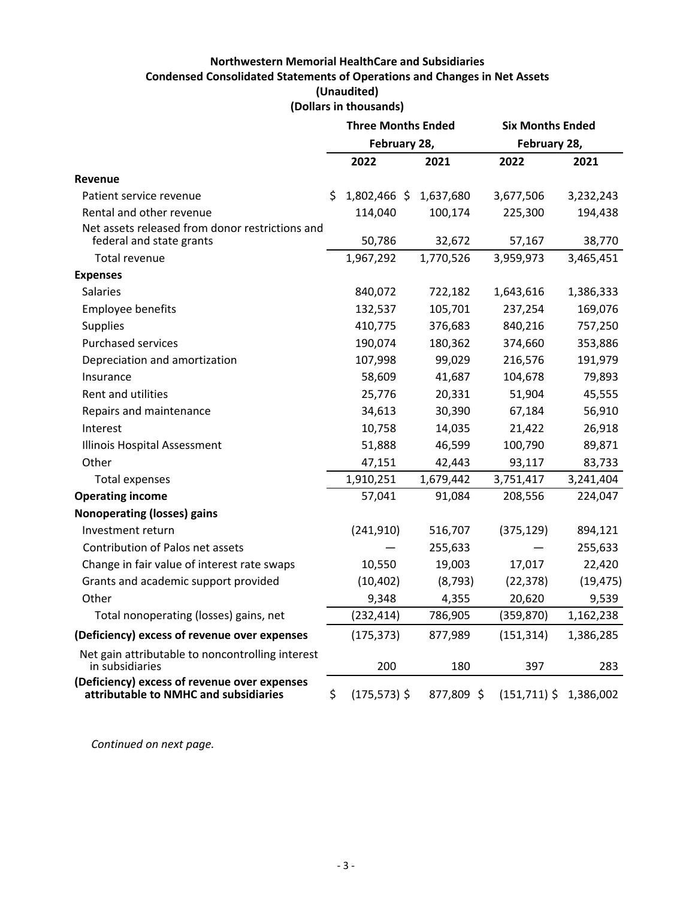**Northwestern Memorial HealthCare and Subsidiaries**
**Condensed Consolidated Statements of Operations and Changes in Net Assets**
**(Unaudited)**
**(Dollars in thousands)**

| | Three Months Ended February 28, | | Six Months Ended February 28, | |
|---|---|---|---|---|
| | 2022 | 2021 | 2022 | 2021 |
| **Revenue** | | | | |
| Patient service revenue | $ 1,802,466 | $ 1,637,680 | 3,677,506 | 3,232,243 |
| Rental and other revenue | 114,040 | 100,174 | 225,300 | 194,438 |
| Net assets released from donor restrictions and federal and state grants | 50,786 | 32,672 | 57,167 | 38,770 |
| Total revenue | 1,967,292 | 1,770,526 | 3,959,973 | 3,465,451 |
| **Expenses** | | | | |
| Salaries | 840,072 | 722,182 | 1,643,616 | 1,386,333 |
| Employee benefits | 132,537 | 105,701 | 237,254 | 169,076 |
| Supplies | 410,775 | 376,683 | 840,216 | 757,250 |
| Purchased services | 190,074 | 180,362 | 374,660 | 353,886 |
| Depreciation and amortization | 107,998 | 99,029 | 216,576 | 191,979 |
| Insurance | 58,609 | 41,687 | 104,678 | 79,893 |
| Rent and utilities | 25,776 | 20,331 | 51,904 | 45,555 |
| Repairs and maintenance | 34,613 | 30,390 | 67,184 | 56,910 |
| Interest | 10,758 | 14,035 | 21,422 | 26,918 |
| Illinois Hospital Assessment | 51,888 | 46,599 | 100,790 | 89,871 |
| Other | 47,151 | 42,443 | 93,117 | 83,733 |
| Total expenses | 1,910,251 | 1,679,442 | 3,751,417 | 3,241,404 |
| **Operating income** | 57,041 | 91,084 | 208,556 | 224,047 |
| **Nonoperating (losses) gains** | | | | |
| Investment return | (241,910) | 516,707 | (375,129) | 894,121 |
| Contribution of Palos net assets | — | 255,633 | — | 255,633 |
| Change in fair value of interest rate swaps | 10,550 | 19,003 | 17,017 | 22,420 |
| Grants and academic support provided | (10,402) | (8,793) | (22,378) | (19,475) |
| Other | 9,348 | 4,355 | 20,620 | 9,539 |
| Total nonoperating (losses) gains, net | (232,414) | 786,905 | (359,870) | 1,162,238 |
| **(Deficiency) excess of revenue over expenses** | (175,373) | 877,989 | (151,314) | 1,386,285 |
| Net gain attributable to noncontrolling interest in subsidiaries | 200 | 180 | 397 | 283 |
| **(Deficiency) excess of revenue over expenses attributable to NMHC and subsidiaries** | $ (175,573) | $ 877,809 | $ (151,711) | $ 1,386,002 |

*Continued on next page.*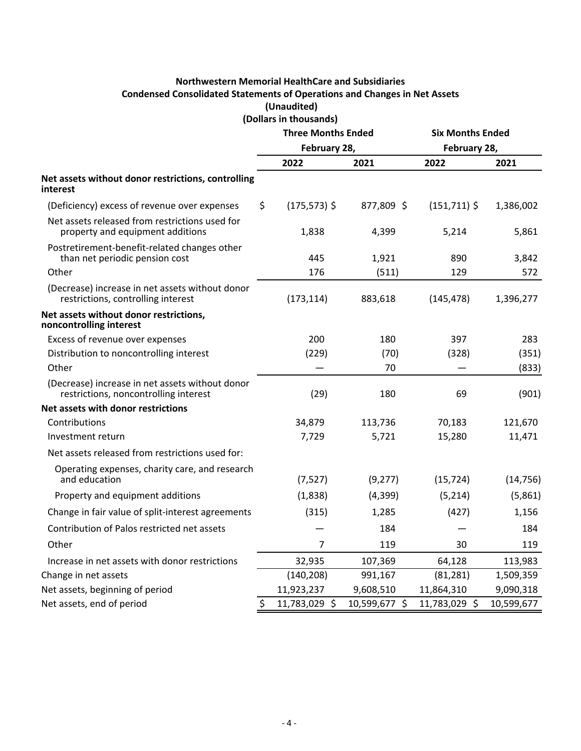# Northwestern Memorial HealthCare and Subsidiaries

## Condensed Consolidated Statements of Operations and Changes in Net Assets

**(Unaudited)**

**(Dollars in thousands)**

| | Three Months Ended February 28, | | Six Months Ended February 28, | |
|---|---|---|---|---|
| | **2022** | **2021** | **2022** | **2021** |
| **Net assets without donor restrictions, controlling interest** | | | | |
| (Deficiency) excess of revenue over expenses | $ (175,573) $ | 877,809 $ | (151,711) $ | 1,386,002 |
| Net assets released from restrictions used for property and equipment additions | 1,838 | 4,399 | 5,214 | 5,861 |
| Postretirement-benefit-related changes other than net periodic pension cost | 445 | 1,921 | 890 | 3,842 |
| Other | 176 | (511) | 129 | 572 |
| (Decrease) increase in net assets without donor restrictions, controlling interest | (173,114) | 883,618 | (145,478) | 1,396,277 |
| **Net assets without donor restrictions, noncontrolling interest** | | | | |
| Excess of revenue over expenses | 200 | 180 | 397 | 283 |
| Distribution to noncontrolling interest | (229) | (70) | (328) | (351) |
| Other | — | 70 | — | (833) |
| (Decrease) increase in net assets without donor restrictions, noncontrolling interest | (29) | 180 | 69 | (901) |
| **Net assets with donor restrictions** | | | | |
| Contributions | 34,879 | 113,736 | 70,183 | 121,670 |
| Investment return | 7,729 | 5,721 | 15,280 | 11,471 |
| Net assets released from restrictions used for: | | | | |
| Operating expenses, charity care, and research and education | (7,527) | (9,277) | (15,724) | (14,756) |
| Property and equipment additions | (1,838) | (4,399) | (5,214) | (5,861) |
| Change in fair value of split-interest agreements | (315) | 1,285 | (427) | 1,156 |
| Contribution of Palos restricted net assets | — | 184 | — | 184 |
| Other | 7 | 119 | 30 | 119 |
| Increase in net assets with donor restrictions | 32,935 | 107,369 | 64,128 | 113,983 |
| Change in net assets | (140,208) | 991,167 | (81,281) | 1,509,359 |
| Net assets, beginning of period | 11,923,237 | 9,608,510 | 11,864,310 | 9,090,318 |
| Net assets, end of period | $ 11,783,029 $ | 10,599,677 $ | 11,783,029 $ | 10,599,677 |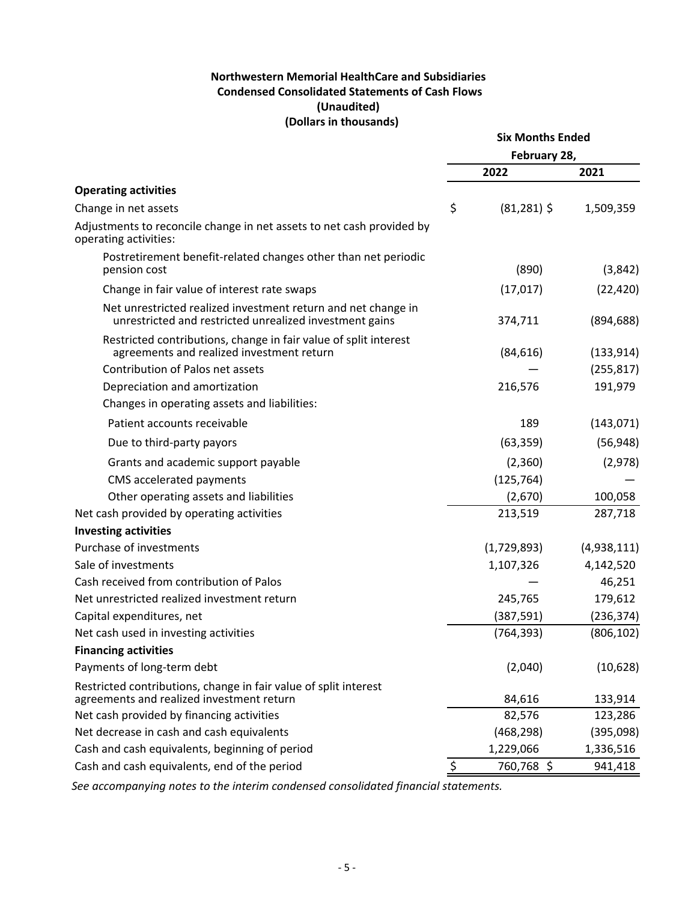**Northwestern Memorial HealthCare and Subsidiaries**
**Condensed Consolidated Statements of Cash Flows**
**(Unaudited)**
**(Dollars in thousands)**

| | Six Months Ended February 28, | |
|---|---|---|
| | **2022** | **2021** |
| **Operating activities** | | |
| Change in net assets | $ (81,281) | $ 1,509,359 |
| Adjustments to reconcile change in net assets to net cash provided by operating activities: | | |
| Postretirement benefit-related changes other than net periodic pension cost | (890) | (3,842) |
| Change in fair value of interest rate swaps | (17,017) | (22,420) |
| Net unrestricted realized investment return and net change in unrestricted and restricted unrealized investment gains | 374,711 | (894,688) |
| Restricted contributions, change in fair value of split interest agreements and realized investment return | (84,616) | (133,914) |
| Contribution of Palos net assets | — | (255,817) |
| Depreciation and amortization | 216,576 | 191,979 |
| Changes in operating assets and liabilities: | | |
| Patient accounts receivable | 189 | (143,071) |
| Due to third-party payors | (63,359) | (56,948) |
| Grants and academic support payable | (2,360) | (2,978) |
| CMS accelerated payments | (125,764) | — |
| Other operating assets and liabilities | (2,670) | 100,058 |
| Net cash provided by operating activities | 213,519 | 287,718 |
| **Investing activities** | | |
| Purchase of investments | (1,729,893) | (4,938,111) |
| Sale of investments | 1,107,326 | 4,142,520 |
| Cash received from contribution of Palos | — | 46,251 |
| Net unrestricted realized investment return | 245,765 | 179,612 |
| Capital expenditures, net | (387,591) | (236,374) |
| Net cash used in investing activities | (764,393) | (806,102) |
| **Financing activities** | | |
| Payments of long-term debt | (2,040) | (10,628) |
| Restricted contributions, change in fair value of split interest agreements and realized investment return | 84,616 | 133,914 |
| Net cash provided by financing activities | 82,576 | 123,286 |
| Net decrease in cash and cash equivalents | (468,298) | (395,098) |
| Cash and cash equivalents, beginning of period | 1,229,066 | 1,336,516 |
| Cash and cash equivalents, end of the period | $ 760,768 | $ 941,418 |

*See accompanying notes to the interim condensed consolidated financial statements.*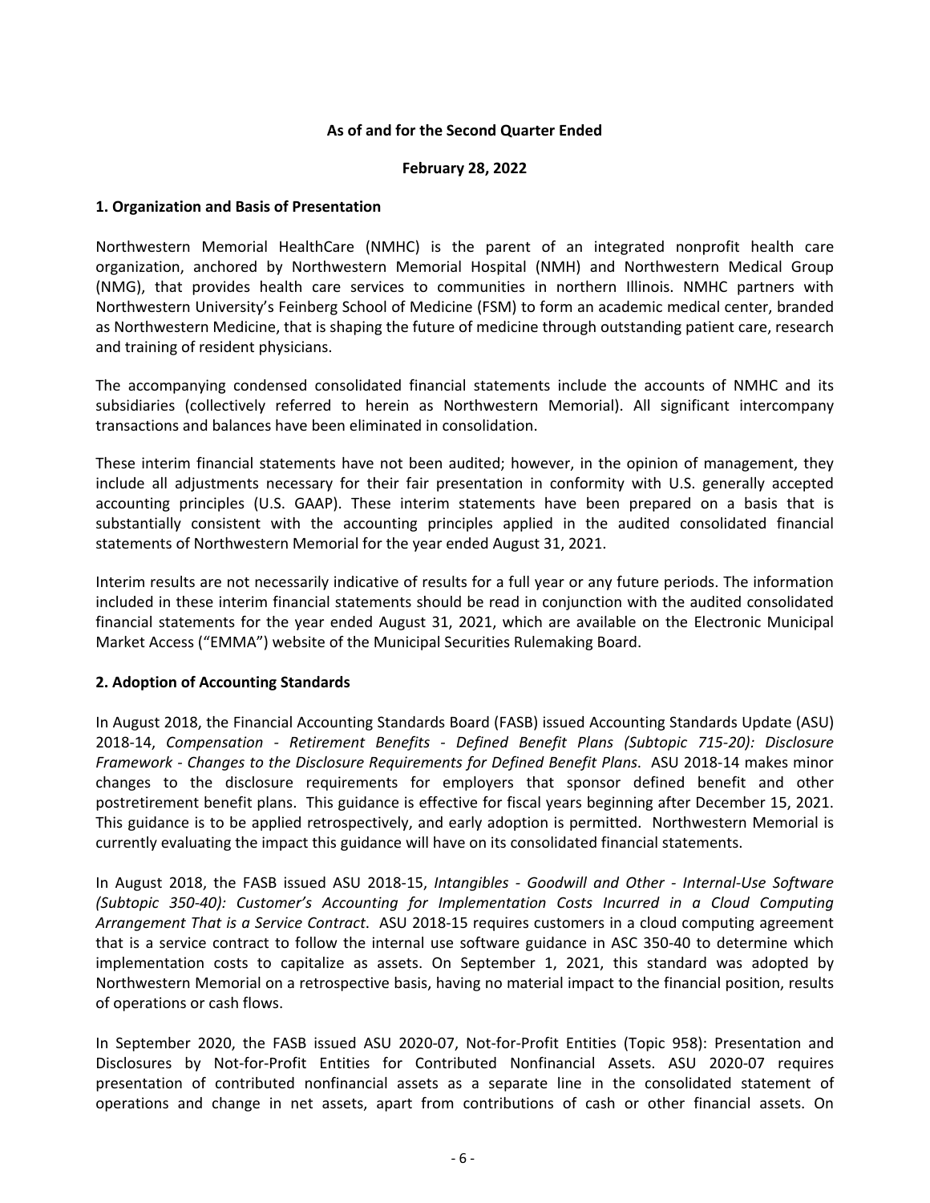**As of and for the Second Quarter Ended**

**February 28, 2022**

## 1. Organization and Basis of Presentation

Northwestern Memorial HealthCare (NMHC) is the parent of an integrated nonprofit health care organization, anchored by Northwestern Memorial Hospital (NMH) and Northwestern Medical Group (NMG), that provides health care services to communities in northern Illinois. NMHC partners with Northwestern University's Feinberg School of Medicine (FSM) to form an academic medical center, branded as Northwestern Medicine, that is shaping the future of medicine through outstanding patient care, research and training of resident physicians.

The accompanying condensed consolidated financial statements include the accounts of NMHC and its subsidiaries (collectively referred to herein as Northwestern Memorial). All significant intercompany transactions and balances have been eliminated in consolidation.

These interim financial statements have not been audited; however, in the opinion of management, they include all adjustments necessary for their fair presentation in conformity with U.S. generally accepted accounting principles (U.S. GAAP). These interim statements have been prepared on a basis that is substantially consistent with the accounting principles applied in the audited consolidated financial statements of Northwestern Memorial for the year ended August 31, 2021.

Interim results are not necessarily indicative of results for a full year or any future periods. The information included in these interim financial statements should be read in conjunction with the audited consolidated financial statements for the year ended August 31, 2021, which are available on the Electronic Municipal Market Access ("EMMA") website of the Municipal Securities Rulemaking Board.

## 2. Adoption of Accounting Standards

In August 2018, the Financial Accounting Standards Board (FASB) issued Accounting Standards Update (ASU) 2018-14, *Compensation - Retirement Benefits - Defined Benefit Plans (Subtopic 715-20): Disclosure Framework - Changes to the Disclosure Requirements for Defined Benefit Plans*. ASU 2018-14 makes minor changes to the disclosure requirements for employers that sponsor defined benefit and other postretirement benefit plans. This guidance is effective for fiscal years beginning after December 15, 2021. This guidance is to be applied retrospectively, and early adoption is permitted. Northwestern Memorial is currently evaluating the impact this guidance will have on its consolidated financial statements.

In August 2018, the FASB issued ASU 2018-15, *Intangibles - Goodwill and Other - Internal-Use Software (Subtopic 350-40): Customer's Accounting for Implementation Costs Incurred in a Cloud Computing Arrangement That is a Service Contract*. ASU 2018-15 requires customers in a cloud computing agreement that is a service contract to follow the internal use software guidance in ASC 350-40 to determine which implementation costs to capitalize as assets. On September 1, 2021, this standard was adopted by Northwestern Memorial on a retrospective basis, having no material impact to the financial position, results of operations or cash flows.

In September 2020, the FASB issued ASU 2020-07, Not-for-Profit Entities (Topic 958): Presentation and Disclosures by Not-for-Profit Entities for Contributed Nonfinancial Assets. ASU 2020-07 requires presentation of contributed nonfinancial assets as a separate line in the consolidated statement of operations and change in net assets, apart from contributions of cash or other financial assets. On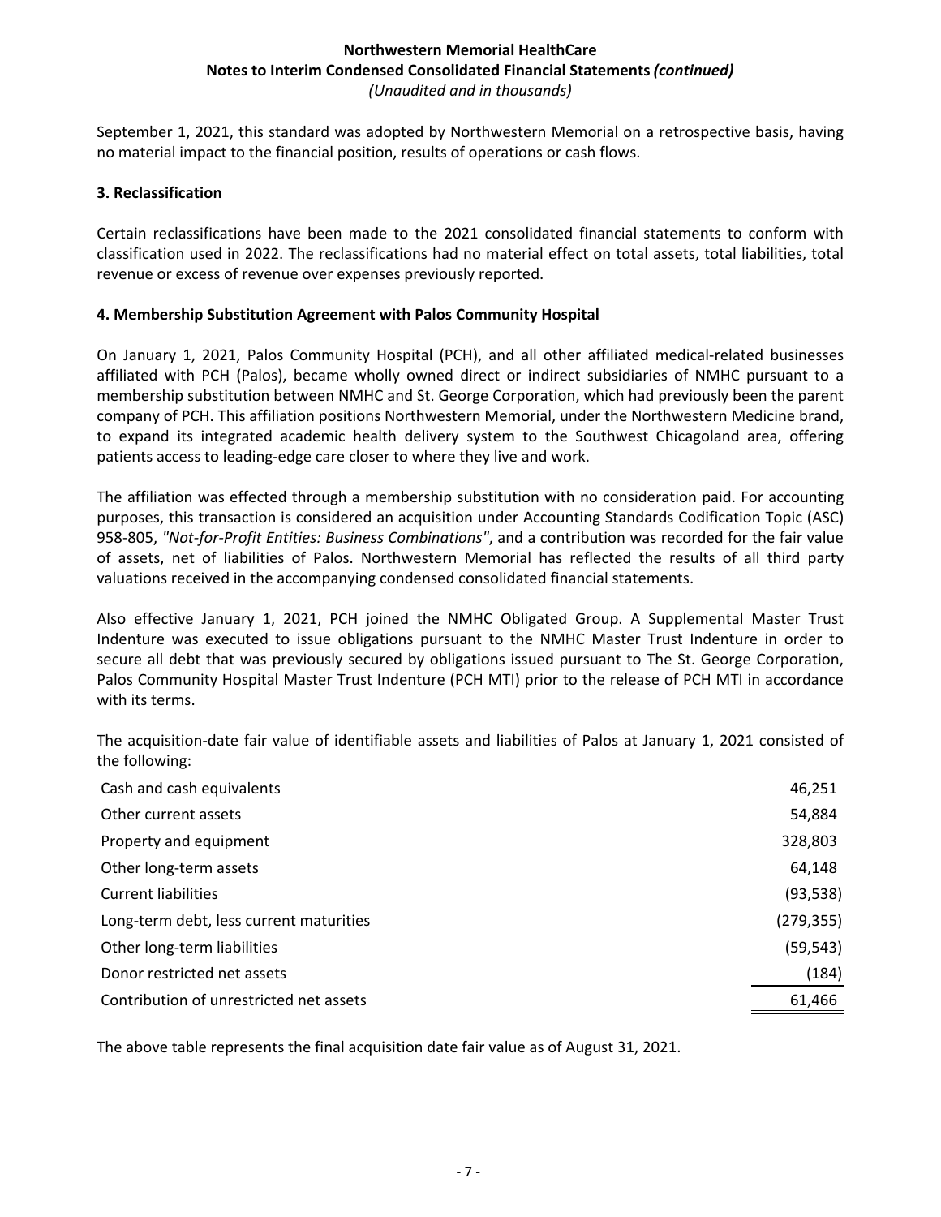September 1, 2021, this standard was adopted by Northwestern Memorial on a retrospective basis, having no material impact to the financial position, results of operations or cash flows.

### 3. Reclassification

Certain reclassifications have been made to the 2021 consolidated financial statements to conform with classification used in 2022. The reclassifications had no material effect on total assets, total liabilities, total revenue or excess of revenue over expenses previously reported.

### 4. Membership Substitution Agreement with Palos Community Hospital

On January 1, 2021, Palos Community Hospital (PCH), and all other affiliated medical-related businesses affiliated with PCH (Palos), became wholly owned direct or indirect subsidiaries of NMHC pursuant to a membership substitution between NMHC and St. George Corporation, which had previously been the parent company of PCH. This affiliation positions Northwestern Memorial, under the Northwestern Medicine brand, to expand its integrated academic health delivery system to the Southwest Chicagoland area, offering patients access to leading-edge care closer to where they live and work.

The affiliation was effected through a membership substitution with no consideration paid. For accounting purposes, this transaction is considered an acquisition under Accounting Standards Codification Topic (ASC) 958-805, *"Not-for-Profit Entities: Business Combinations"*, and a contribution was recorded for the fair value of assets, net of liabilities of Palos. Northwestern Memorial has reflected the results of all third party valuations received in the accompanying condensed consolidated financial statements.

Also effective January 1, 2021, PCH joined the NMHC Obligated Group. A Supplemental Master Trust Indenture was executed to issue obligations pursuant to the NMHC Master Trust Indenture in order to secure all debt that was previously secured by obligations issued pursuant to The St. George Corporation, Palos Community Hospital Master Trust Indenture (PCH MTI) prior to the release of PCH MTI in accordance with its terms.

The acquisition-date fair value of identifiable assets and liabilities of Palos at January 1, 2021 consisted of the following:

| | |
|---|---|
| Cash and cash equivalents | 46,251 |
| Other current assets | 54,884 |
| Property and equipment | 328,803 |
| Other long-term assets | 64,148 |
| Current liabilities | (93,538) |
| Long-term debt, less current maturities | (279,355) |
| Other long-term liabilities | (59,543) |
| Donor restricted net assets | (184) |
| Contribution of unrestricted net assets | 61,466 |

The above table represents the final acquisition date fair value as of August 31, 2021.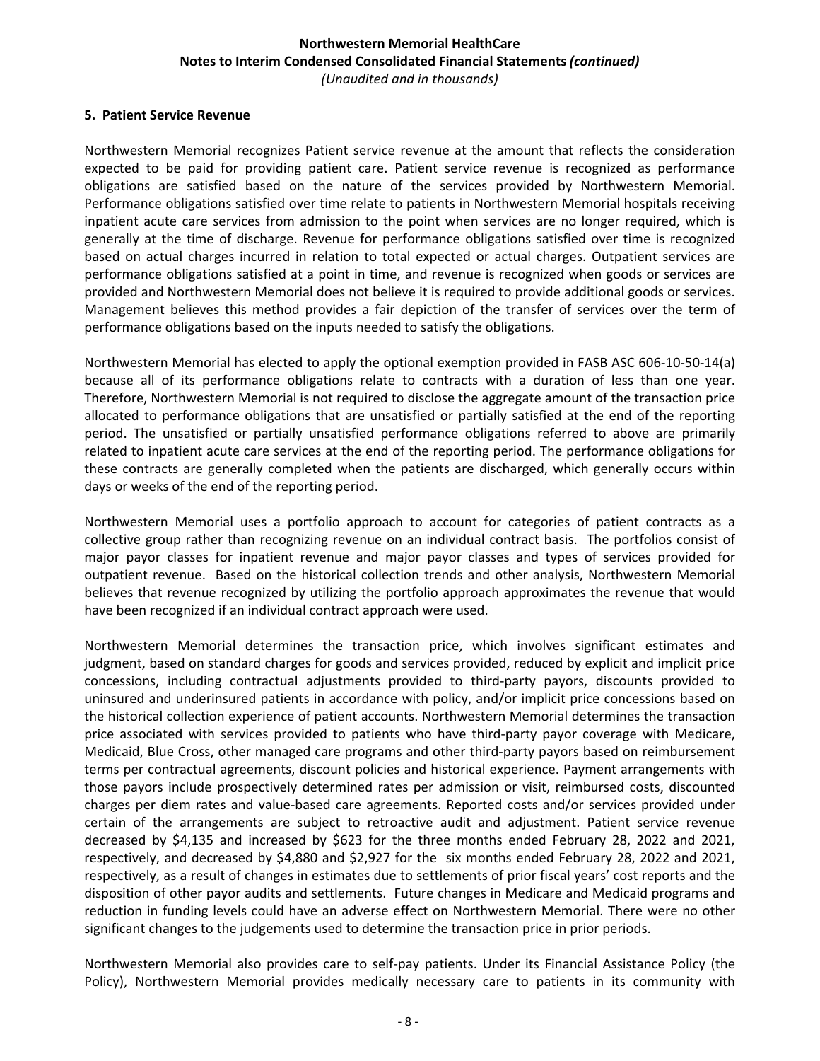## 5. Patient Service Revenue

Northwestern Memorial recognizes Patient service revenue at the amount that reflects the consideration expected to be paid for providing patient care. Patient service revenue is recognized as performance obligations are satisfied based on the nature of the services provided by Northwestern Memorial. Performance obligations satisfied over time relate to patients in Northwestern Memorial hospitals receiving inpatient acute care services from admission to the point when services are no longer required, which is generally at the time of discharge. Revenue for performance obligations satisfied over time is recognized based on actual charges incurred in relation to total expected or actual charges. Outpatient services are performance obligations satisfied at a point in time, and revenue is recognized when goods or services are provided and Northwestern Memorial does not believe it is required to provide additional goods or services. Management believes this method provides a fair depiction of the transfer of services over the term of performance obligations based on the inputs needed to satisfy the obligations.

Northwestern Memorial has elected to apply the optional exemption provided in FASB ASC 606-10-50-14(a) because all of its performance obligations relate to contracts with a duration of less than one year. Therefore, Northwestern Memorial is not required to disclose the aggregate amount of the transaction price allocated to performance obligations that are unsatisfied or partially satisfied at the end of the reporting period. The unsatisfied or partially unsatisfied performance obligations referred to above are primarily related to inpatient acute care services at the end of the reporting period. The performance obligations for these contracts are generally completed when the patients are discharged, which generally occurs within days or weeks of the end of the reporting period.

Northwestern Memorial uses a portfolio approach to account for categories of patient contracts as a collective group rather than recognizing revenue on an individual contract basis. The portfolios consist of major payor classes for inpatient revenue and major payor classes and types of services provided for outpatient revenue. Based on the historical collection trends and other analysis, Northwestern Memorial believes that revenue recognized by utilizing the portfolio approach approximates the revenue that would have been recognized if an individual contract approach were used.

Northwestern Memorial determines the transaction price, which involves significant estimates and judgment, based on standard charges for goods and services provided, reduced by explicit and implicit price concessions, including contractual adjustments provided to third-party payors, discounts provided to uninsured and underinsured patients in accordance with policy, and/or implicit price concessions based on the historical collection experience of patient accounts. Northwestern Memorial determines the transaction price associated with services provided to patients who have third-party payor coverage with Medicare, Medicaid, Blue Cross, other managed care programs and other third-party payors based on reimbursement terms per contractual agreements, discount policies and historical experience. Payment arrangements with those payors include prospectively determined rates per admission or visit, reimbursed costs, discounted charges per diem rates and value-based care agreements. Reported costs and/or services provided under certain of the arrangements are subject to retroactive audit and adjustment. Patient service revenue decreased by $4,135 and increased by $623 for the three months ended February 28, 2022 and 2021, respectively, and decreased by $4,880 and $2,927 for the six months ended February 28, 2022 and 2021, respectively, as a result of changes in estimates due to settlements of prior fiscal years' cost reports and the disposition of other payor audits and settlements. Future changes in Medicare and Medicaid programs and reduction in funding levels could have an adverse effect on Northwestern Memorial. There were no other significant changes to the judgements used to determine the transaction price in prior periods.

Northwestern Memorial also provides care to self-pay patients. Under its Financial Assistance Policy (the Policy), Northwestern Memorial provides medically necessary care to patients in its community with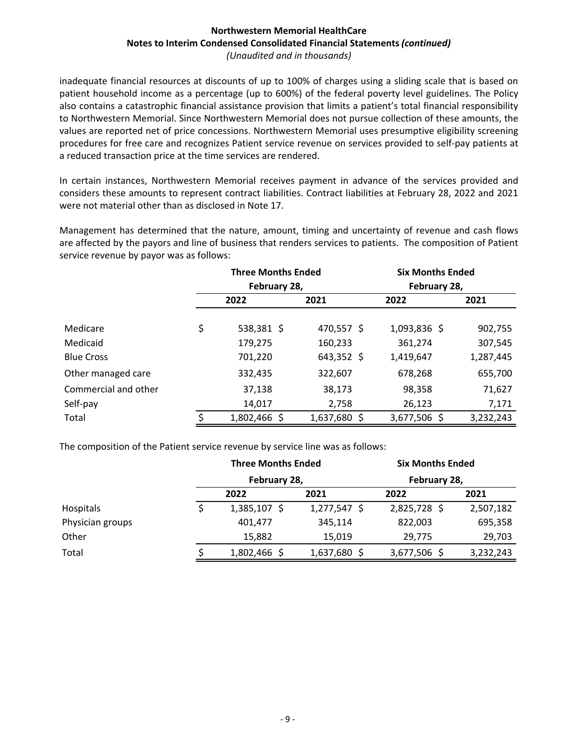inadequate financial resources at discounts of up to 100% of charges using a sliding scale that is based on patient household income as a percentage (up to 600%) of the federal poverty level guidelines. The Policy also contains a catastrophic financial assistance provision that limits a patient's total financial responsibility to Northwestern Memorial. Since Northwestern Memorial does not pursue collection of these amounts, the values are reported net of price concessions. Northwestern Memorial uses presumptive eligibility screening procedures for free care and recognizes Patient service revenue on services provided to self-pay patients at a reduced transaction price at the time services are rendered.

In certain instances, Northwestern Memorial receives payment in advance of the services provided and considers these amounts to represent contract liabilities. Contract liabilities at February 28, 2022 and 2021 were not material other than as disclosed in Note 17.

Management has determined that the nature, amount, timing and uncertainty of revenue and cash flows are affected by the payors and line of business that renders services to patients. The composition of Patient service revenue by payor was as follows:

| | Three Months Ended February 28, | | Six Months Ended February 28, | |
|---|---|---|---|---|
| | 2022 | 2021 | 2022 | 2021 |
| Medicare | $ 538,381 | $ 470,557 | $ 1,093,836 | $ 902,755 |
| Medicaid | 179,275 | 160,233 | 361,274 | 307,545 |
| Blue Cross | 701,220 | 643,352 | $ 1,419,647 | 1,287,445 |
| Other managed care | 332,435 | 322,607 | 678,268 | 655,700 |
| Commercial and other | 37,138 | 38,173 | 98,358 | 71,627 |
| Self-pay | 14,017 | 2,758 | 26,123 | 7,171 |
| Total | $ 1,802,466 | $ 1,637,680 | $ 3,677,506 | $ 3,232,243 |

The composition of the Patient service revenue by service line was as follows:

| | Three Months Ended February 28, | | Six Months Ended February 28, | |
|---|---|---|---|---|
| | 2022 | 2021 | 2022 | 2021 |
| Hospitals | $ 1,385,107 | $ 1,277,547 | $ 2,825,728 | $ 2,507,182 |
| Physician groups | 401,477 | 345,114 | 822,003 | 695,358 |
| Other | 15,882 | 15,019 | 29,775 | 29,703 |
| Total | $ 1,802,466 | $ 1,637,680 | $ 3,677,506 | $ 3,232,243 |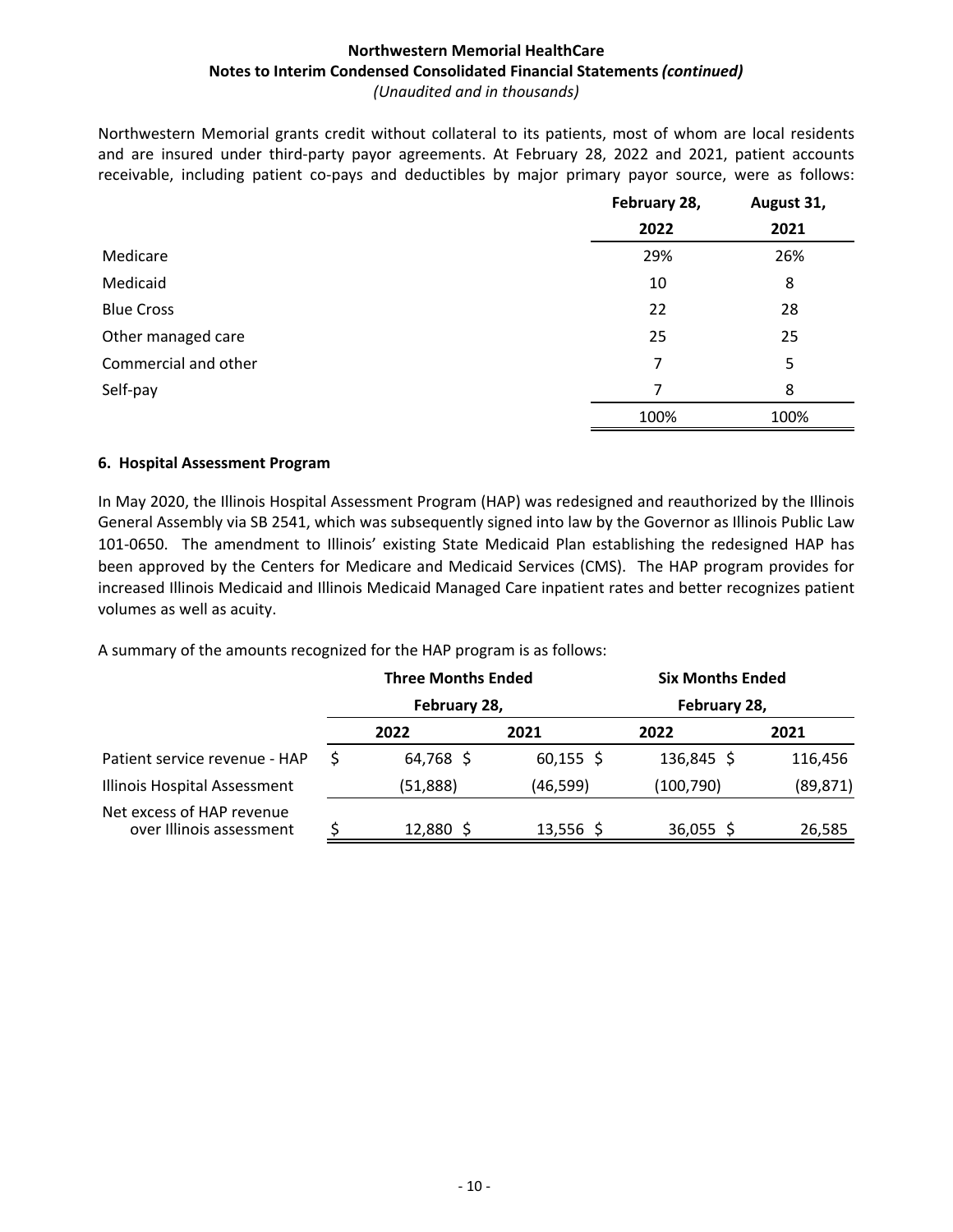Northwestern Memorial grants credit without collateral to its patients, most of whom are local residents and are insured under third-party payor agreements. At February 28, 2022 and 2021, patient accounts receivable, including patient co-pays and deductibles by major primary payor source, were as follows:

| | February 28, 2022 | August 31, 2021 |
|---|---|---|
| Medicare | 29% | 26% |
| Medicaid | 10 | 8 |
| Blue Cross | 22 | 28 |
| Other managed care | 25 | 25 |
| Commercial and other | 7 | 5 |
| Self-pay | 7 | 8 |
| | 100% | 100% |

## 6. Hospital Assessment Program

In May 2020, the Illinois Hospital Assessment Program (HAP) was redesigned and reauthorized by the Illinois General Assembly via SB 2541, which was subsequently signed into law by the Governor as Illinois Public Law 101-0650. The amendment to Illinois' existing State Medicaid Plan establishing the redesigned HAP has been approved by the Centers for Medicare and Medicaid Services (CMS). The HAP program provides for increased Illinois Medicaid and Illinois Medicaid Managed Care inpatient rates and better recognizes patient volumes as well as acuity.

A summary of the amounts recognized for the HAP program is as follows:

| | Three Months Ended February 28, | | Six Months Ended February 28, | |
|---|---|---|---|---|
| | 2022 | 2021 | 2022 | 2021 |
| Patient service revenue - HAP | $ 64,768 | $ 60,155 | $ 136,845 | $ 116,456 |
| Illinois Hospital Assessment | (51,888) | (46,599) | (100,790) | (89,871) |
| Net excess of HAP revenue over Illinois assessment | $ 12,880 | $ 13,556 | $ 36,055 | $ 26,585 |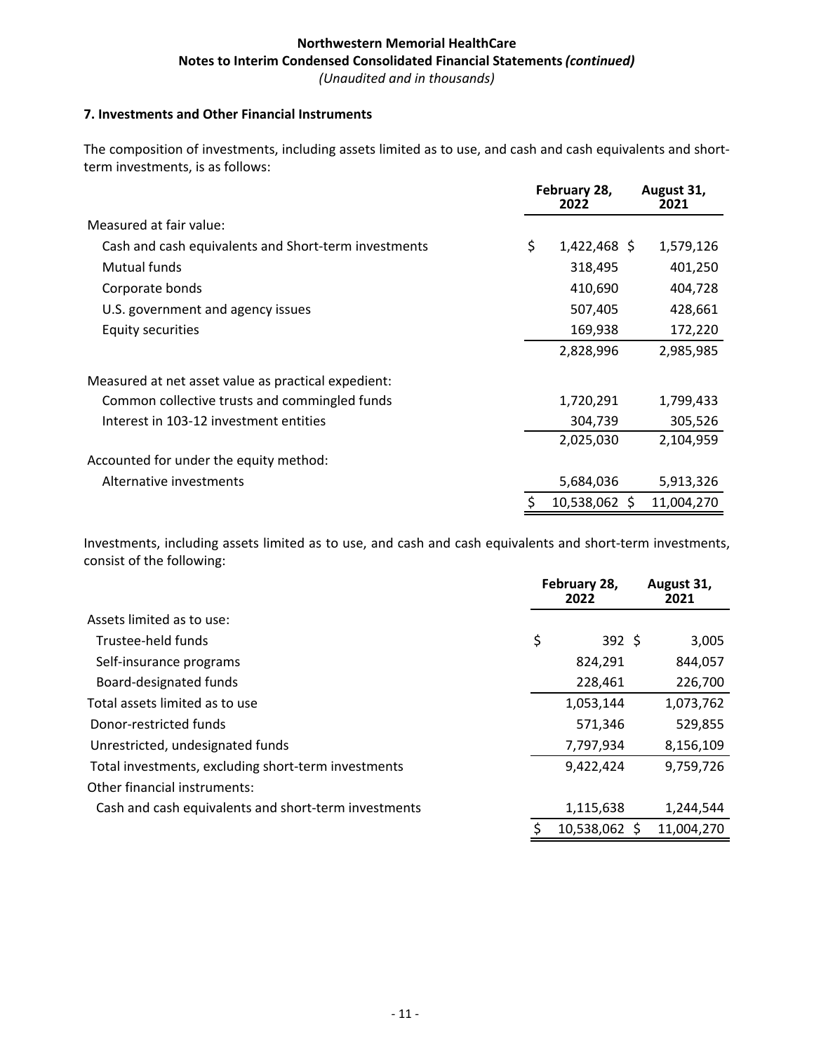### 7. Investments and Other Financial Instruments

The composition of investments, including assets limited as to use, and cash and cash equivalents and short-term investments, is as follows:

| | February 28, 2022 | August 31, 2021 |
|---|---|---|
| Measured at fair value: | | |
| Cash and cash equivalents and Short-term investments | $ 1,422,468 | $ 1,579,126 |
| Mutual funds | 318,495 | 401,250 |
| Corporate bonds | 410,690 | 404,728 |
| U.S. government and agency issues | 507,405 | 428,661 |
| Equity securities | 169,938 | 172,220 |
| | 2,828,996 | 2,985,985 |
| Measured at net asset value as practical expedient: | | |
| Common collective trusts and commingled funds | 1,720,291 | 1,799,433 |
| Interest in 103-12 investment entities | 304,739 | 305,526 |
| | 2,025,030 | 2,104,959 |
| Accounted for under the equity method: | | |
| Alternative investments | 5,684,036 | 5,913,326 |
| | $ 10,538,062 | $ 11,004,270 |

Investments, including assets limited as to use, and cash and cash equivalents and short-term investments, consist of the following:

| | February 28, 2022 | August 31, 2021 |
|---|---|---|
| Assets limited as to use: | | |
| Trustee-held funds | $ 392 | $ 3,005 |
| Self-insurance programs | 824,291 | 844,057 |
| Board-designated funds | 228,461 | 226,700 |
| Total assets limited as to use | 1,053,144 | 1,073,762 |
| Donor-restricted funds | 571,346 | 529,855 |
| Unrestricted, undesignated funds | 7,797,934 | 8,156,109 |
| Total investments, excluding short-term investments | 9,422,424 | 9,759,726 |
| Other financial instruments: | | |
| Cash and cash equivalents and short-term investments | 1,115,638 | 1,244,544 |
| | $ 10,538,062 | $ 11,004,270 |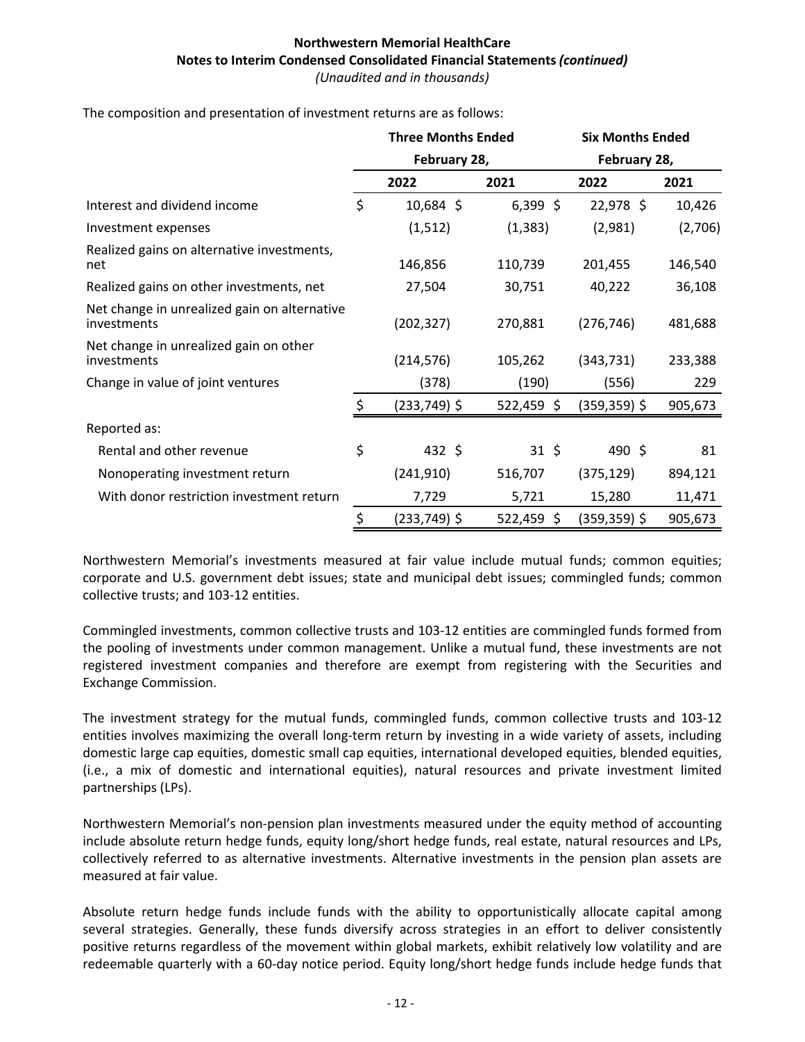The composition and presentation of investment returns are as follows:

| | Three Months Ended February 28, | | Six Months Ended February 28, | |
|---|---|---|---|---|
| | 2022 | 2021 | 2022 | 2021 |
| Interest and dividend income | $ 10,684 | $ 6,399 | $ 22,978 | $ 10,426 |
| Investment expenses | (1,512) | (1,383) | (2,981) | (2,706) |
| Realized gains on alternative investments, net | 146,856 | 110,739 | 201,455 | 146,540 |
| Realized gains on other investments, net | 27,504 | 30,751 | 40,222 | 36,108 |
| Net change in unrealized gain on alternative investments | (202,327) | 270,881 | (276,746) | 481,688 |
| Net change in unrealized gain on other investments | (214,576) | 105,262 | (343,731) | 233,388 |
| Change in value of joint ventures | (378) | (190) | (556) | 229 |
| | $ (233,749) | $ 522,459 | $ (359,359) | $ 905,673 |
| Reported as: | | | | |
| Rental and other revenue | $ 432 | $ 31 | $ 490 | $ 81 |
| Nonoperating investment return | (241,910) | 516,707 | (375,129) | 894,121 |
| With donor restriction investment return | 7,729 | 5,721 | 15,280 | 11,471 |
| | $ (233,749) | $ 522,459 | $ (359,359) | $ 905,673 |

Northwestern Memorial's investments measured at fair value include mutual funds; common equities; corporate and U.S. government debt issues; state and municipal debt issues; commingled funds; common collective trusts; and 103-12 entities.

Commingled investments, common collective trusts and 103-12 entities are commingled funds formed from the pooling of investments under common management. Unlike a mutual fund, these investments are not registered investment companies and therefore are exempt from registering with the Securities and Exchange Commission.

The investment strategy for the mutual funds, commingled funds, common collective trusts and 103-12 entities involves maximizing the overall long-term return by investing in a wide variety of assets, including domestic large cap equities, domestic small cap equities, international developed equities, blended equities, (i.e., a mix of domestic and international equities), natural resources and private investment limited partnerships (LPs).

Northwestern Memorial's non-pension plan investments measured under the equity method of accounting include absolute return hedge funds, equity long/short hedge funds, real estate, natural resources and LPs, collectively referred to as alternative investments. Alternative investments in the pension plan assets are measured at fair value.

Absolute return hedge funds include funds with the ability to opportunistically allocate capital among several strategies. Generally, these funds diversify across strategies in an effort to deliver consistently positive returns regardless of the movement within global markets, exhibit relatively low volatility and are redeemable quarterly with a 60-day notice period. Equity long/short hedge funds include hedge funds that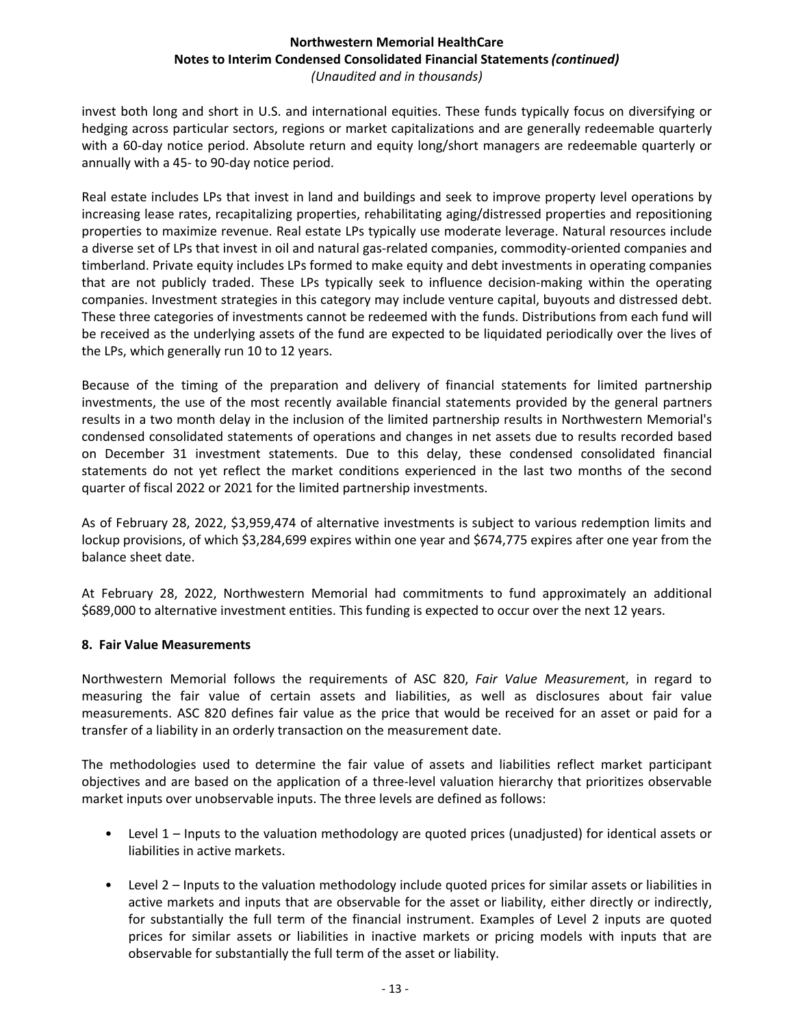invest both long and short in U.S. and international equities. These funds typically focus on diversifying or hedging across particular sectors, regions or market capitalizations and are generally redeemable quarterly with a 60-day notice period. Absolute return and equity long/short managers are redeemable quarterly or annually with a 45- to 90-day notice period.

Real estate includes LPs that invest in land and buildings and seek to improve property level operations by increasing lease rates, recapitalizing properties, rehabilitating aging/distressed properties and repositioning properties to maximize revenue. Real estate LPs typically use moderate leverage. Natural resources include a diverse set of LPs that invest in oil and natural gas-related companies, commodity-oriented companies and timberland. Private equity includes LPs formed to make equity and debt investments in operating companies that are not publicly traded. These LPs typically seek to influence decision-making within the operating companies. Investment strategies in this category may include venture capital, buyouts and distressed debt. These three categories of investments cannot be redeemed with the funds. Distributions from each fund will be received as the underlying assets of the fund are expected to be liquidated periodically over the lives of the LPs, which generally run 10 to 12 years.

Because of the timing of the preparation and delivery of financial statements for limited partnership investments, the use of the most recently available financial statements provided by the general partners results in a two month delay in the inclusion of the limited partnership results in Northwestern Memorial's condensed consolidated statements of operations and changes in net assets due to results recorded based on December 31 investment statements. Due to this delay, these condensed consolidated financial statements do not yet reflect the market conditions experienced in the last two months of the second quarter of fiscal 2022 or 2021 for the limited partnership investments.

As of February 28, 2022, $3,959,474 of alternative investments is subject to various redemption limits and lockup provisions, of which $3,284,699 expires within one year and $674,775 expires after one year from the balance sheet date.

At February 28, 2022, Northwestern Memorial had commitments to fund approximately an additional $689,000 to alternative investment entities. This funding is expected to occur over the next 12 years.

## 8. Fair Value Measurements

Northwestern Memorial follows the requirements of ASC 820, *Fair Value Measurement*, in regard to measuring the fair value of certain assets and liabilities, as well as disclosures about fair value measurements. ASC 820 defines fair value as the price that would be received for an asset or paid for a transfer of a liability in an orderly transaction on the measurement date.

The methodologies used to determine the fair value of assets and liabilities reflect market participant objectives and are based on the application of a three-level valuation hierarchy that prioritizes observable market inputs over unobservable inputs. The three levels are defined as follows:

- Level 1 – Inputs to the valuation methodology are quoted prices (unadjusted) for identical assets or liabilities in active markets.
- Level 2 – Inputs to the valuation methodology include quoted prices for similar assets or liabilities in active markets and inputs that are observable for the asset or liability, either directly or indirectly, for substantially the full term of the financial instrument. Examples of Level 2 inputs are quoted prices for similar assets or liabilities in inactive markets or pricing models with inputs that are observable for substantially the full term of the asset or liability.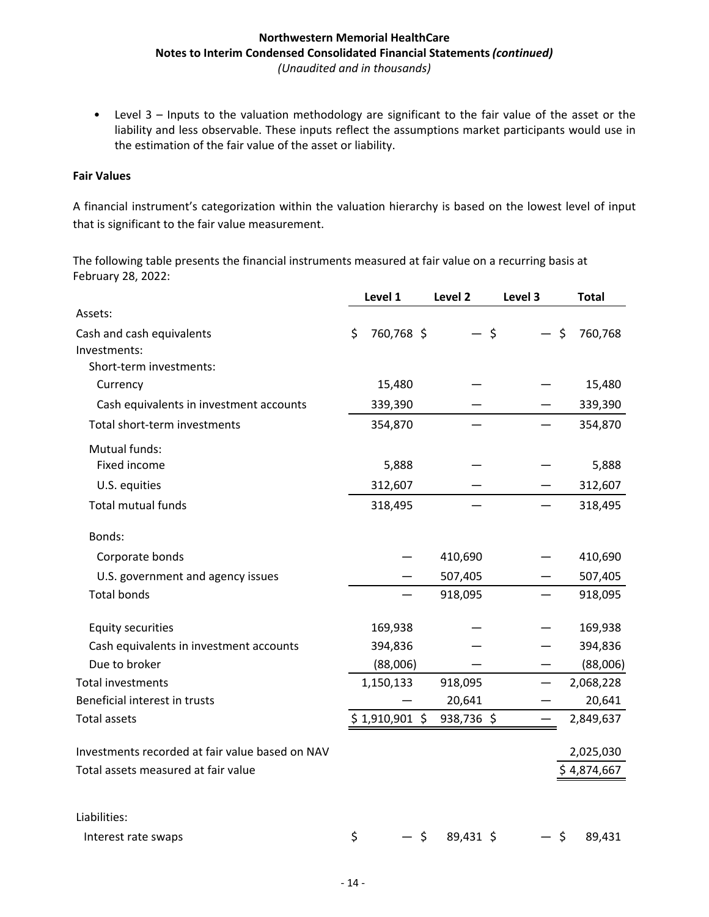- Level 3 – Inputs to the valuation methodology are significant to the fair value of the asset or the liability and less observable. These inputs reflect the assumptions market participants would use in the estimation of the fair value of the asset or liability.

**Fair Values**

A financial instrument's categorization within the valuation hierarchy is based on the lowest level of input that is significant to the fair value measurement.

The following table presents the financial instruments measured at fair value on a recurring basis at February 28, 2022:

| | Level 1 | Level 2 | Level 3 | Total |
|---|---|---|---|---|
| Assets: | | | | |
| Cash and cash equivalents | $ 760,768 | $ — | $ — | $ 760,768 |
| Investments: | | | | |
| Short-term investments: | | | | |
| Currency | 15,480 | — | — | 15,480 |
| Cash equivalents in investment accounts | 339,390 | — | — | 339,390 |
| Total short-term investments | 354,870 | — | — | 354,870 |
| Mutual funds: | | | | |
| Fixed income | 5,888 | — | — | 5,888 |
| U.S. equities | 312,607 | — | — | 312,607 |
| Total mutual funds | 318,495 | — | — | 318,495 |
| Bonds: | | | | |
| Corporate bonds | — | 410,690 | — | 410,690 |
| U.S. government and agency issues | — | 507,405 | — | 507,405 |
| Total bonds | — | 918,095 | — | 918,095 |
| Equity securities | 169,938 | — | — | 169,938 |
| Cash equivalents in investment accounts | 394,836 | — | — | 394,836 |
| Due to broker | (88,006) | — | — | (88,006) |
| Total investments | 1,150,133 | 918,095 | — | 2,068,228 |
| Beneficial interest in trusts | — | 20,641 | — | 20,641 |
| Total assets | $ 1,910,901 | $ 938,736 | $ — | 2,849,637 |
| Investments recorded at fair value based on NAV | | | | 2,025,030 |
| Total assets measured at fair value | | | | $ 4,874,667 |
| Liabilities: | | | | |
| Interest rate swaps | $ — | $ 89,431 | $ — | $ 89,431 |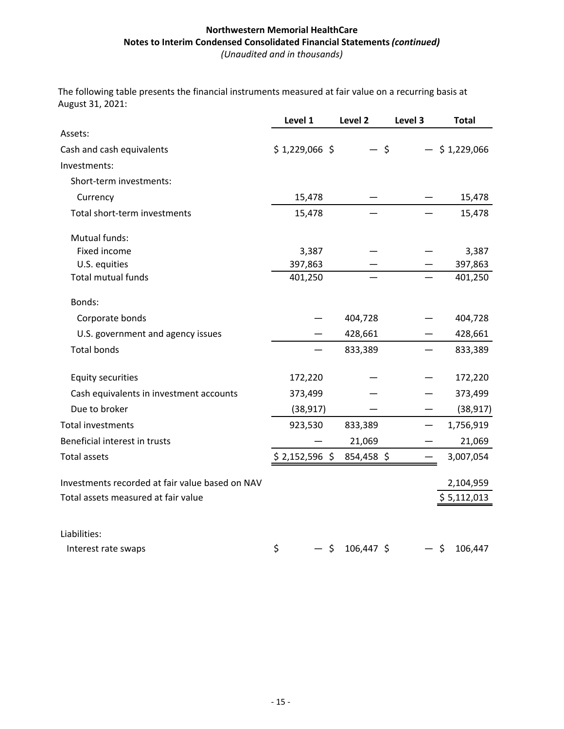The following table presents the financial instruments measured at fair value on a recurring basis at August 31, 2021:

| | Level 1 | Level 2 | Level 3 | Total |
|---|---|---|---|---|
| Assets: | | | | |
| Cash and cash equivalents | $ 1,229,066 | $ — | $ — | $ 1,229,066 |
| Investments: | | | | |
| Short-term investments: | | | | |
| Currency | 15,478 | — | — | 15,478 |
| Total short-term investments | 15,478 | — | — | 15,478 |
| Mutual funds: | | | | |
| Fixed income | 3,387 | — | — | 3,387 |
| U.S. equities | 397,863 | — | — | 397,863 |
| Total mutual funds | 401,250 | — | — | 401,250 |
| Bonds: | | | | |
| Corporate bonds | — | 404,728 | — | 404,728 |
| U.S. government and agency issues | — | 428,661 | — | 428,661 |
| Total bonds | — | 833,389 | — | 833,389 |
| Equity securities | 172,220 | — | — | 172,220 |
| Cash equivalents in investment accounts | 373,499 | — | — | 373,499 |
| Due to broker | (38,917) | — | — | (38,917) |
| Total investments | 923,530 | 833,389 | — | 1,756,919 |
| Beneficial interest in trusts | — | 21,069 | — | 21,069 |
| Total assets | $ 2,152,596 | $ 854,458 | $ — | 3,007,054 |
| Investments recorded at fair value based on NAV | | | | 2,104,959 |
| Total assets measured at fair value | | | | $ 5,112,013 |
| Liabilities: | | | | |
| Interest rate swaps | $ — | $ 106,447 | $ — | $ 106,447 |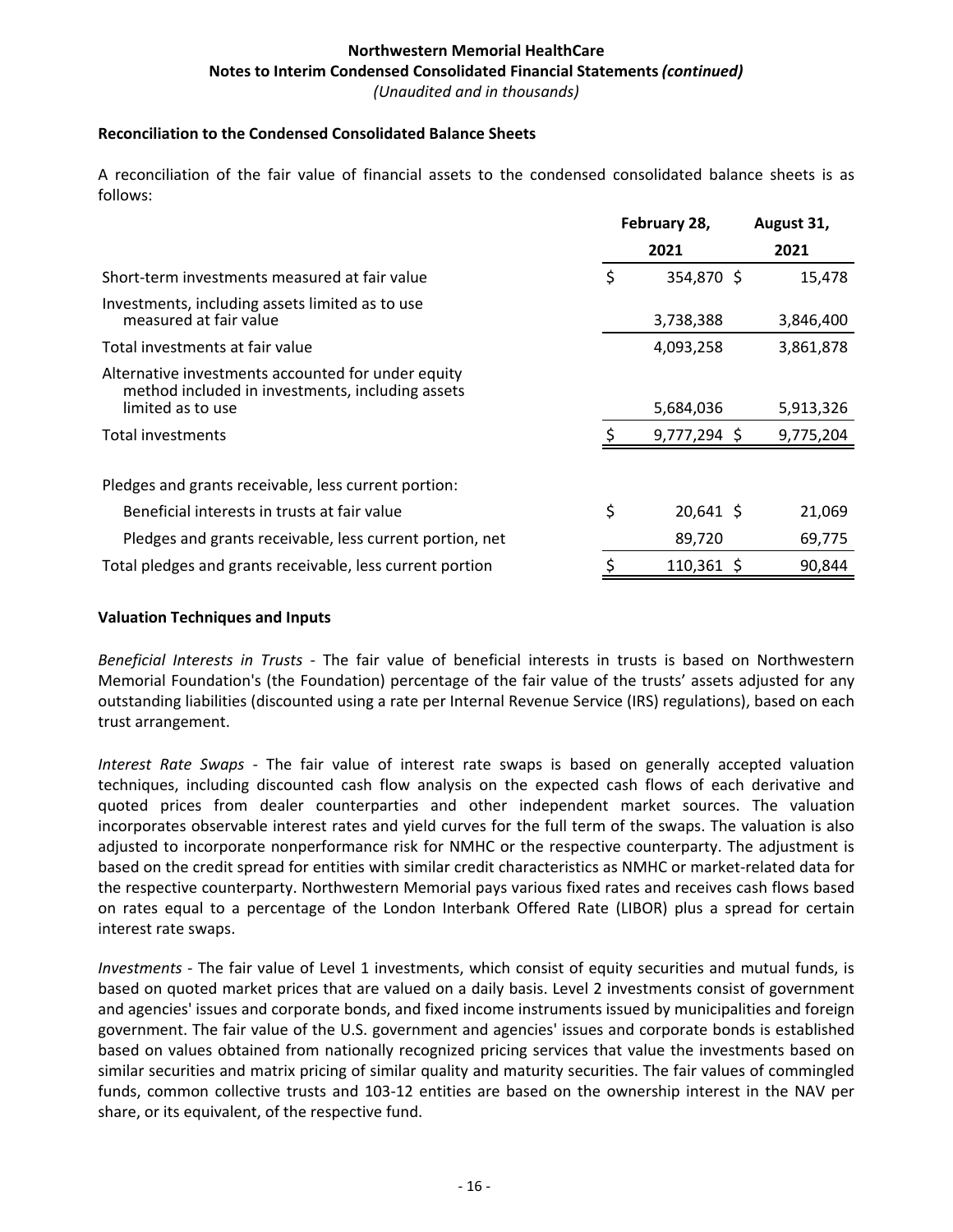**Reconciliation to the Condensed Consolidated Balance Sheets**

A reconciliation of the fair value of financial assets to the condensed consolidated balance sheets is as follows:

| | February 28, 2021 | August 31, 2021 |
|---|---|---|
| Short-term investments measured at fair value | $ 354,870 | $ 15,478 |
| Investments, including assets limited as to use measured at fair value | 3,738,388 | 3,846,400 |
| Total investments at fair value | 4,093,258 | 3,861,878 |
| Alternative investments accounted for under equity method included in investments, including assets limited as to use | 5,684,036 | 5,913,326 |
| Total investments | $ 9,777,294 | $ 9,775,204 |
| | | |
| Pledges and grants receivable, less current portion: | | |
| Beneficial interests in trusts at fair value | $ 20,641 | $ 21,069 |
| Pledges and grants receivable, less current portion, net | 89,720 | 69,775 |
| Total pledges and grants receivable, less current portion | $ 110,361 | $ 90,844 |

**Valuation Techniques and Inputs**

*Beneficial Interests in Trusts* - The fair value of beneficial interests in trusts is based on Northwestern Memorial Foundation's (the Foundation) percentage of the fair value of the trusts' assets adjusted for any outstanding liabilities (discounted using a rate per Internal Revenue Service (IRS) regulations), based on each trust arrangement.

*Interest Rate Swaps* - The fair value of interest rate swaps is based on generally accepted valuation techniques, including discounted cash flow analysis on the expected cash flows of each derivative and quoted prices from dealer counterparties and other independent market sources. The valuation incorporates observable interest rates and yield curves for the full term of the swaps. The valuation is also adjusted to incorporate nonperformance risk for NMHC or the respective counterparty. The adjustment is based on the credit spread for entities with similar credit characteristics as NMHC or market-related data for the respective counterparty. Northwestern Memorial pays various fixed rates and receives cash flows based on rates equal to a percentage of the London Interbank Offered Rate (LIBOR) plus a spread for certain interest rate swaps.

*Investments* - The fair value of Level 1 investments, which consist of equity securities and mutual funds, is based on quoted market prices that are valued on a daily basis. Level 2 investments consist of government and agencies' issues and corporate bonds, and fixed income instruments issued by municipalities and foreign government. The fair value of the U.S. government and agencies' issues and corporate bonds is established based on values obtained from nationally recognized pricing services that value the investments based on similar securities and matrix pricing of similar quality and maturity securities. The fair values of commingled funds, common collective trusts and 103-12 entities are based on the ownership interest in the NAV per share, or its equivalent, of the respective fund.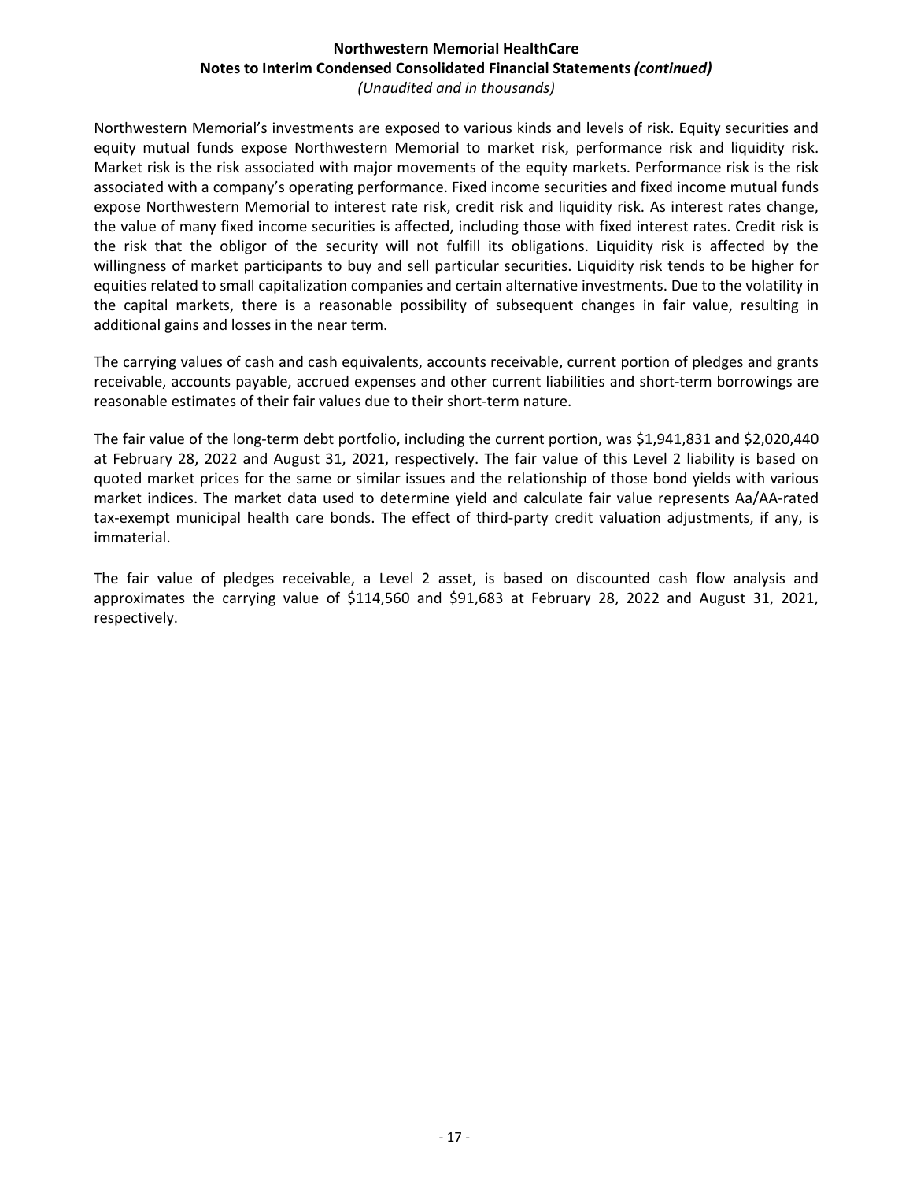Northwestern Memorial's investments are exposed to various kinds and levels of risk. Equity securities and equity mutual funds expose Northwestern Memorial to market risk, performance risk and liquidity risk. Market risk is the risk associated with major movements of the equity markets. Performance risk is the risk associated with a company's operating performance. Fixed income securities and fixed income mutual funds expose Northwestern Memorial to interest rate risk, credit risk and liquidity risk. As interest rates change, the value of many fixed income securities is affected, including those with fixed interest rates. Credit risk is the risk that the obligor of the security will not fulfill its obligations. Liquidity risk is affected by the willingness of market participants to buy and sell particular securities. Liquidity risk tends to be higher for equities related to small capitalization companies and certain alternative investments. Due to the volatility in the capital markets, there is a reasonable possibility of subsequent changes in fair value, resulting in additional gains and losses in the near term.

The carrying values of cash and cash equivalents, accounts receivable, current portion of pledges and grants receivable, accounts payable, accrued expenses and other current liabilities and short-term borrowings are reasonable estimates of their fair values due to their short-term nature.

The fair value of the long-term debt portfolio, including the current portion, was $1,941,831 and $2,020,440 at February 28, 2022 and August 31, 2021, respectively. The fair value of this Level 2 liability is based on quoted market prices for the same or similar issues and the relationship of those bond yields with various market indices. The market data used to determine yield and calculate fair value represents Aa/AA-rated tax-exempt municipal health care bonds. The effect of third-party credit valuation adjustments, if any, is immaterial.

The fair value of pledges receivable, a Level 2 asset, is based on discounted cash flow analysis and approximates the carrying value of $114,560 and $91,683 at February 28, 2022 and August 31, 2021, respectively.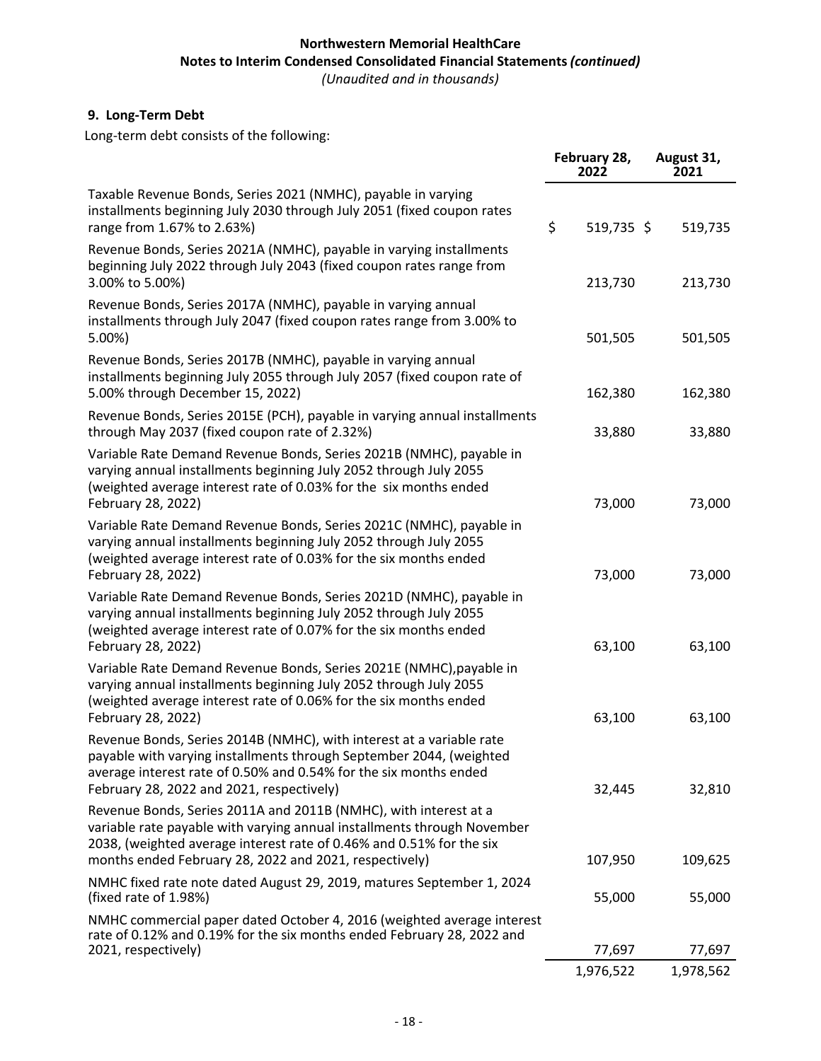**Northwestern Memorial HealthCare**
**Notes to Interim Condensed Consolidated Financial Statements *(continued)***
*(Unaudited and in thousands)*

## 9. Long-Term Debt

Long-term debt consists of the following:

| | February 28, 2022 | August 31, 2021 |
|---|---|---|
| Taxable Revenue Bonds, Series 2021 (NMHC), payable in varying installments beginning July 2030 through July 2051 (fixed coupon rates range from 1.67% to 2.63%) | $ 519,735 | $ 519,735 |
| Revenue Bonds, Series 2021A (NMHC), payable in varying installments beginning July 2022 through July 2043 (fixed coupon rates range from 3.00% to 5.00%) | 213,730 | 213,730 |
| Revenue Bonds, Series 2017A (NMHC), payable in varying annual installments through July 2047 (fixed coupon rates range from 3.00% to 5.00%) | 501,505 | 501,505 |
| Revenue Bonds, Series 2017B (NMHC), payable in varying annual installments beginning July 2055 through July 2057 (fixed coupon rate of 5.00% through December 15, 2022) | 162,380 | 162,380 |
| Revenue Bonds, Series 2015E (PCH), payable in varying annual installments through May 2037 (fixed coupon rate of 2.32%) | 33,880 | 33,880 |
| Variable Rate Demand Revenue Bonds, Series 2021B (NMHC), payable in varying annual installments beginning July 2052 through July 2055 (weighted average interest rate of 0.03% for the six months ended February 28, 2022) | 73,000 | 73,000 |
| Variable Rate Demand Revenue Bonds, Series 2021C (NMHC), payable in varying annual installments beginning July 2052 through July 2055 (weighted average interest rate of 0.03% for the six months ended February 28, 2022) | 73,000 | 73,000 |
| Variable Rate Demand Revenue Bonds, Series 2021D (NMHC), payable in varying annual installments beginning July 2052 through July 2055 (weighted average interest rate of 0.07% for the six months ended February 28, 2022) | 63,100 | 63,100 |
| Variable Rate Demand Revenue Bonds, Series 2021E (NMHC),payable in varying annual installments beginning July 2052 through July 2055 (weighted average interest rate of 0.06% for the six months ended February 28, 2022) | 63,100 | 63,100 |
| Revenue Bonds, Series 2014B (NMHC), with interest at a variable rate payable with varying installments through September 2044, (weighted average interest rate of 0.50% and 0.54% for the six months ended February 28, 2022 and 2021, respectively) | 32,445 | 32,810 |
| Revenue Bonds, Series 2011A and 2011B (NMHC), with interest at a variable rate payable with varying annual installments through November 2038, (weighted average interest rate of 0.46% and 0.51% for the six months ended February 28, 2022 and 2021, respectively) | 107,950 | 109,625 |
| NMHC fixed rate note dated August 29, 2019, matures September 1, 2024 (fixed rate of 1.98%) | 55,000 | 55,000 |
| NMHC commercial paper dated October 4, 2016 (weighted average interest rate of 0.12% and 0.19% for the six months ended February 28, 2022 and 2021, respectively) | 77,697 | 77,697 |
| | 1,976,522 | 1,978,562 |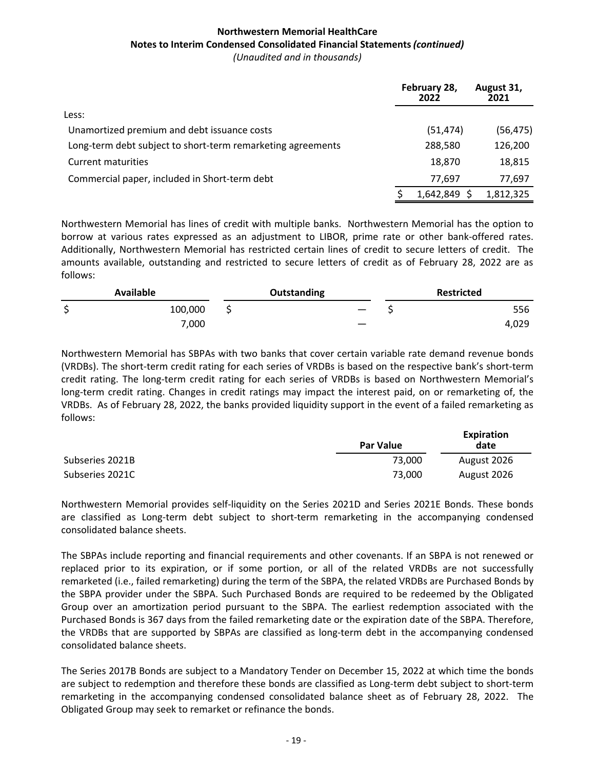**Northwestern Memorial HealthCare**
**Notes to Interim Condensed Consolidated Financial Statements *(continued)***
*(Unaudited and in thousands)*

| | February 28, 2022 | August 31, 2021 |
|---|---|---|
| Less: | | |
| Unamortized premium and debt issuance costs | (51,474) | (56,475) |
| Long-term debt subject to short-term remarketing agreements | 288,580 | 126,200 |
| Current maturities | 18,870 | 18,815 |
| Commercial paper, included in Short-term debt | 77,697 | 77,697 |
| | $ 1,642,849 | $ 1,812,325 |

Northwestern Memorial has lines of credit with multiple banks. Northwestern Memorial has the option to borrow at various rates expressed as an adjustment to LIBOR, prime rate or other bank-offered rates. Additionally, Northwestern Memorial has restricted certain lines of credit to secure letters of credit. The amounts available, outstanding and restricted to secure letters of credit as of February 28, 2022 are as follows:

| Available | Outstanding | Restricted |
|---|---|---|
| $ 100,000 | $ — | $ 556 |
| 7,000 | — | 4,029 |

Northwestern Memorial has SBPAs with two banks that cover certain variable rate demand revenue bonds (VRDBs). The short-term credit rating for each series of VRDBs is based on the respective bank's short-term credit rating. The long-term credit rating for each series of VRDBs is based on Northwestern Memorial's long-term credit rating. Changes in credit ratings may impact the interest paid, on or remarketing of, the VRDBs. As of February 28, 2022, the banks provided liquidity support in the event of a failed remarketing as follows:

| | Par Value | Expiration date |
|---|---|---|
| Subseries 2021B | 73,000 | August 2026 |
| Subseries 2021C | 73,000 | August 2026 |

Northwestern Memorial provides self-liquidity on the Series 2021D and Series 2021E Bonds. These bonds are classified as Long-term debt subject to short-term remarketing in the accompanying condensed consolidated balance sheets.

The SBPAs include reporting and financial requirements and other covenants. If an SBPA is not renewed or replaced prior to its expiration, or if some portion, or all of the related VRDBs are not successfully remarketed (i.e., failed remarketing) during the term of the SBPA, the related VRDBs are Purchased Bonds by the SBPA provider under the SBPA. Such Purchased Bonds are required to be redeemed by the Obligated Group over an amortization period pursuant to the SBPA. The earliest redemption associated with the Purchased Bonds is 367 days from the failed remarketing date or the expiration date of the SBPA. Therefore, the VRDBs that are supported by SBPAs are classified as long-term debt in the accompanying condensed consolidated balance sheets.

The Series 2017B Bonds are subject to a Mandatory Tender on December 15, 2022 at which time the bonds are subject to redemption and therefore these bonds are classified as Long-term debt subject to short-term remarketing in the accompanying condensed consolidated balance sheet as of February 28, 2022. The Obligated Group may seek to remarket or refinance the bonds.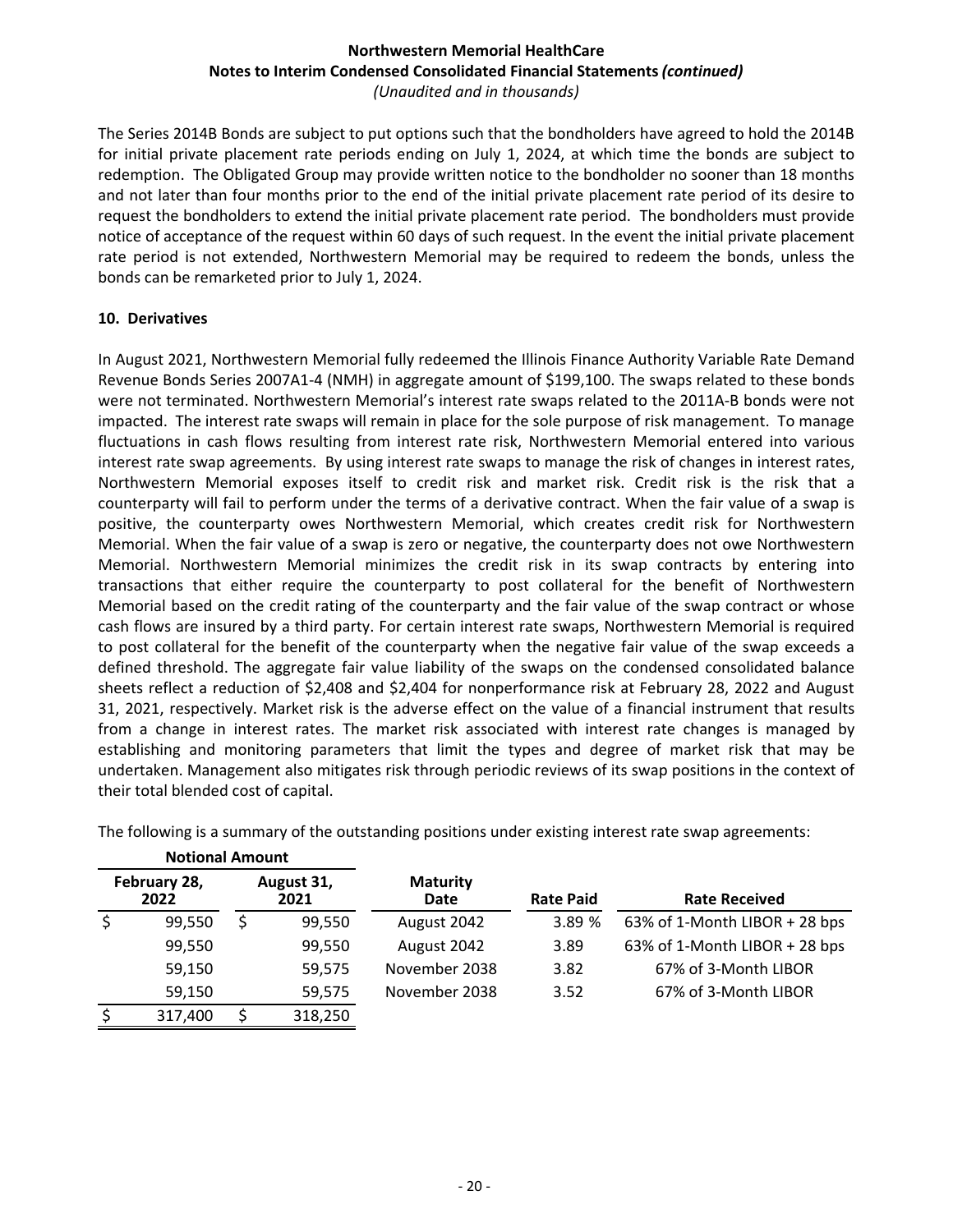The Series 2014B Bonds are subject to put options such that the bondholders have agreed to hold the 2014B for initial private placement rate periods ending on July 1, 2024, at which time the bonds are subject to redemption. The Obligated Group may provide written notice to the bondholder no sooner than 18 months and not later than four months prior to the end of the initial private placement rate period of its desire to request the bondholders to extend the initial private placement rate period. The bondholders must provide notice of acceptance of the request within 60 days of such request. In the event the initial private placement rate period is not extended, Northwestern Memorial may be required to redeem the bonds, unless the bonds can be remarketed prior to July 1, 2024.

## 10. Derivatives

In August 2021, Northwestern Memorial fully redeemed the Illinois Finance Authority Variable Rate Demand Revenue Bonds Series 2007A1-4 (NMH) in aggregate amount of $199,100. The swaps related to these bonds were not terminated. Northwestern Memorial's interest rate swaps related to the 2011A-B bonds were not impacted. The interest rate swaps will remain in place for the sole purpose of risk management. To manage fluctuations in cash flows resulting from interest rate risk, Northwestern Memorial entered into various interest rate swap agreements. By using interest rate swaps to manage the risk of changes in interest rates, Northwestern Memorial exposes itself to credit risk and market risk. Credit risk is the risk that a counterparty will fail to perform under the terms of a derivative contract. When the fair value of a swap is positive, the counterparty owes Northwestern Memorial, which creates credit risk for Northwestern Memorial. When the fair value of a swap is zero or negative, the counterparty does not owe Northwestern Memorial. Northwestern Memorial minimizes the credit risk in its swap contracts by entering into transactions that either require the counterparty to post collateral for the benefit of Northwestern Memorial based on the credit rating of the counterparty and the fair value of the swap contract or whose cash flows are insured by a third party. For certain interest rate swaps, Northwestern Memorial is required to post collateral for the benefit of the counterparty when the negative fair value of the swap exceeds a defined threshold. The aggregate fair value liability of the swaps on the condensed consolidated balance sheets reflect a reduction of $2,408 and $2,404 for nonperformance risk at February 28, 2022 and August 31, 2021, respectively. Market risk is the adverse effect on the value of a financial instrument that results from a change in interest rates. The market risk associated with interest rate changes is managed by establishing and monitoring parameters that limit the types and degree of market risk that may be undertaken. Management also mitigates risk through periodic reviews of its swap positions in the context of their total blended cost of capital.

The following is a summary of the outstanding positions under existing interest rate swap agreements:

| Notional Amount | | | | |
|---|---|---|---|---|
| February 28, 2022 | August 31, 2021 | Maturity Date | Rate Paid | Rate Received |
| $ 99,550 | $ 99,550 | August 2042 | 3.89 % | 63% of 1-Month LIBOR + 28 bps |
| 99,550 | 99,550 | August 2042 | 3.89 | 63% of 1-Month LIBOR + 28 bps |
| 59,150 | 59,575 | November 2038 | 3.82 | 67% of 3-Month LIBOR |
| 59,150 | 59,575 | November 2038 | 3.52 | 67% of 3-Month LIBOR |
| $ 317,400 | $ 318,250 | | | |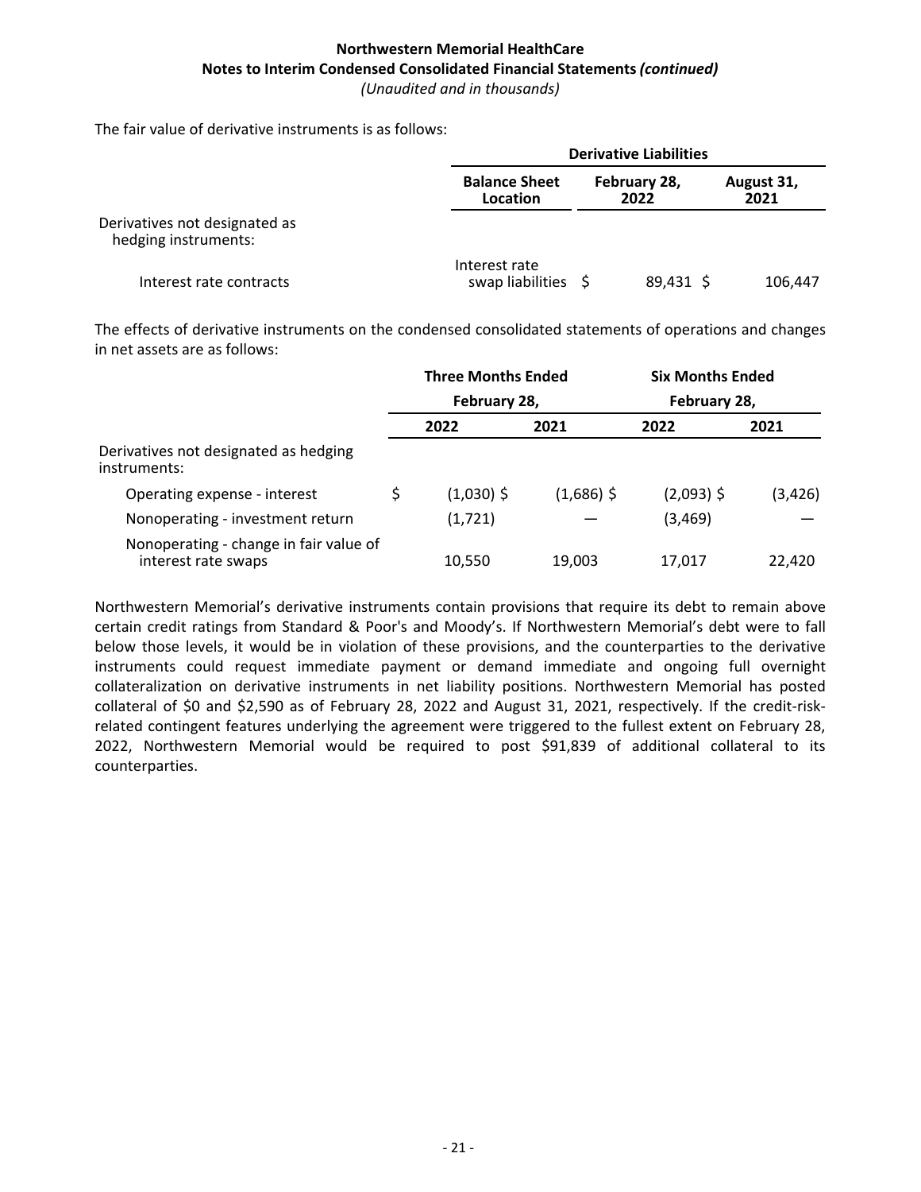The fair value of derivative instruments is as follows:

| | Derivative Liabilities | | |
|---|---|---|---|
| | Balance Sheet Location | February 28, 2022 | August 31, 2021 |
| Derivatives not designated as hedging instruments: | | | |
| Interest rate contracts | Interest rate swap liabilities | $ 89,431 | $ 106,447 |

The effects of derivative instruments on the condensed consolidated statements of operations and changes in net assets are as follows:

| | Three Months Ended February 28, | | Six Months Ended February 28, | |
|---|---|---|---|---|
| | 2022 | 2021 | 2022 | 2021 |
| Derivatives not designated as hedging instruments: | | | | |
| Operating expense - interest | $ (1,030) | $ (1,686) | $ (2,093) | $ (3,426) |
| Nonoperating - investment return | (1,721) | — | (3,469) | — |
| Nonoperating - change in fair value of interest rate swaps | 10,550 | 19,003 | 17,017 | 22,420 |

Northwestern Memorial's derivative instruments contain provisions that require its debt to remain above certain credit ratings from Standard & Poor's and Moody's. If Northwestern Memorial's debt were to fall below those levels, it would be in violation of these provisions, and the counterparties to the derivative instruments could request immediate payment or demand immediate and ongoing full overnight collateralization on derivative instruments in net liability positions. Northwestern Memorial has posted collateral of $0 and $2,590 as of February 28, 2022 and August 31, 2021, respectively. If the credit-risk-related contingent features underlying the agreement were triggered to the fullest extent on February 28, 2022, Northwestern Memorial would be required to post $91,839 of additional collateral to its counterparties.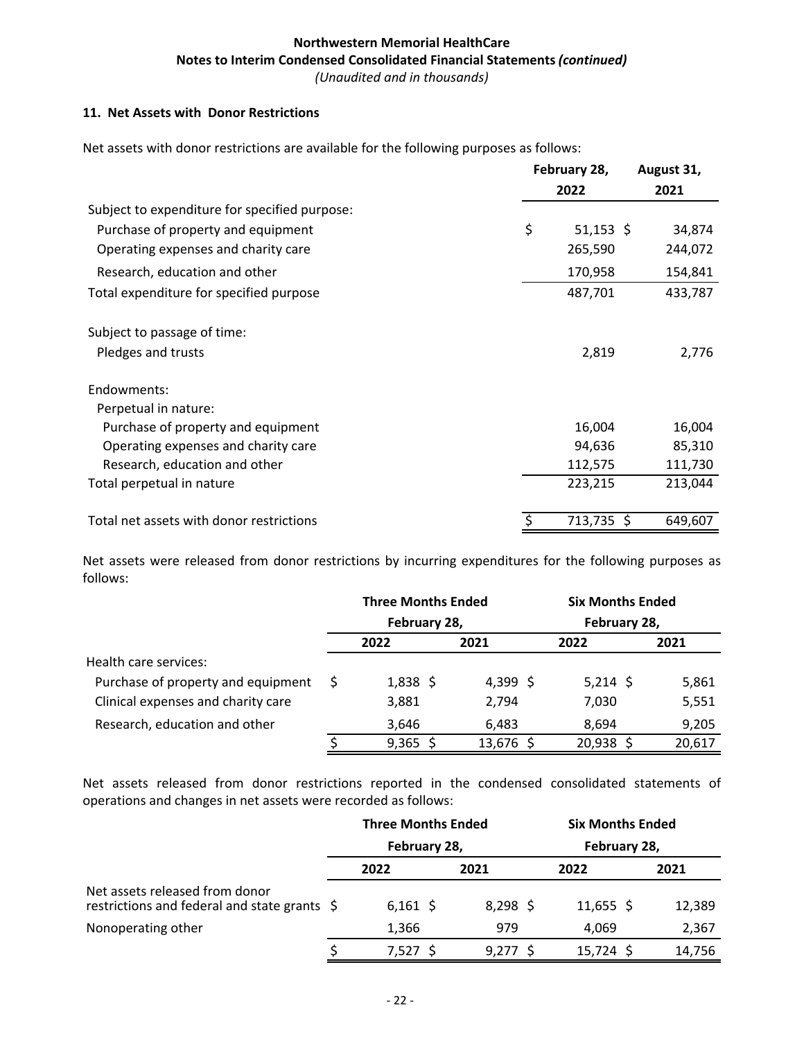**Northwestern Memorial HealthCare**
**Notes to Interim Condensed Consolidated Financial Statements *(continued)***
*(Unaudited and in thousands)*

### 11. Net Assets with Donor Restrictions

Net assets with donor restrictions are available for the following purposes as follows:

| | February 28, 2022 | August 31, 2021 |
|---|---|---|
| Subject to expenditure for specified purpose: | | |
| Purchase of property and equipment | $ 51,153 | $ 34,874 |
| Operating expenses and charity care | 265,590 | 244,072 |
| Research, education and other | 170,958 | 154,841 |
| Total expenditure for specified purpose | 487,701 | 433,787 |
| | | |
| Subject to passage of time: | | |
| Pledges and trusts | 2,819 | 2,776 |
| | | |
| Endowments: | | |
| Perpetual in nature: | | |
| Purchase of property and equipment | 16,004 | 16,004 |
| Operating expenses and charity care | 94,636 | 85,310 |
| Research, education and other | 112,575 | 111,730 |
| Total perpetual in nature | 223,215 | 213,044 |
| | | |
| Total net assets with donor restrictions | $ 713,735 | $ 649,607 |

Net assets were released from donor restrictions by incurring expenditures for the following purposes as follows:

| | Three Months Ended February 28, 2022 | Three Months Ended February 28, 2021 | Six Months Ended February 28, 2022 | Six Months Ended February 28, 2021 |
|---|---|---|---|---|
| Health care services: | | | | |
| Purchase of property and equipment | $ 1,838 | $ 4,399 | $ 5,214 | $ 5,861 |
| Clinical expenses and charity care | 3,881 | 2,794 | 7,030 | 5,551 |
| Research, education and other | 3,646 | 6,483 | 8,694 | 9,205 |
| | $ 9,365 | $ 13,676 | $ 20,938 | $ 20,617 |

Net assets released from donor restrictions reported in the condensed consolidated statements of operations and changes in net assets were recorded as follows:

| | Three Months Ended February 28, 2022 | Three Months Ended February 28, 2021 | Six Months Ended February 28, 2022 | Six Months Ended February 28, 2021 |
|---|---|---|---|---|
| Net assets released from donor restrictions and federal and state grants | $ 6,161 | $ 8,298 | $ 11,655 | $ 12,389 |
| Nonoperating other | 1,366 | 979 | 4,069 | 2,367 |
| | $ 7,527 | $ 9,277 | $ 15,724 | $ 14,756 |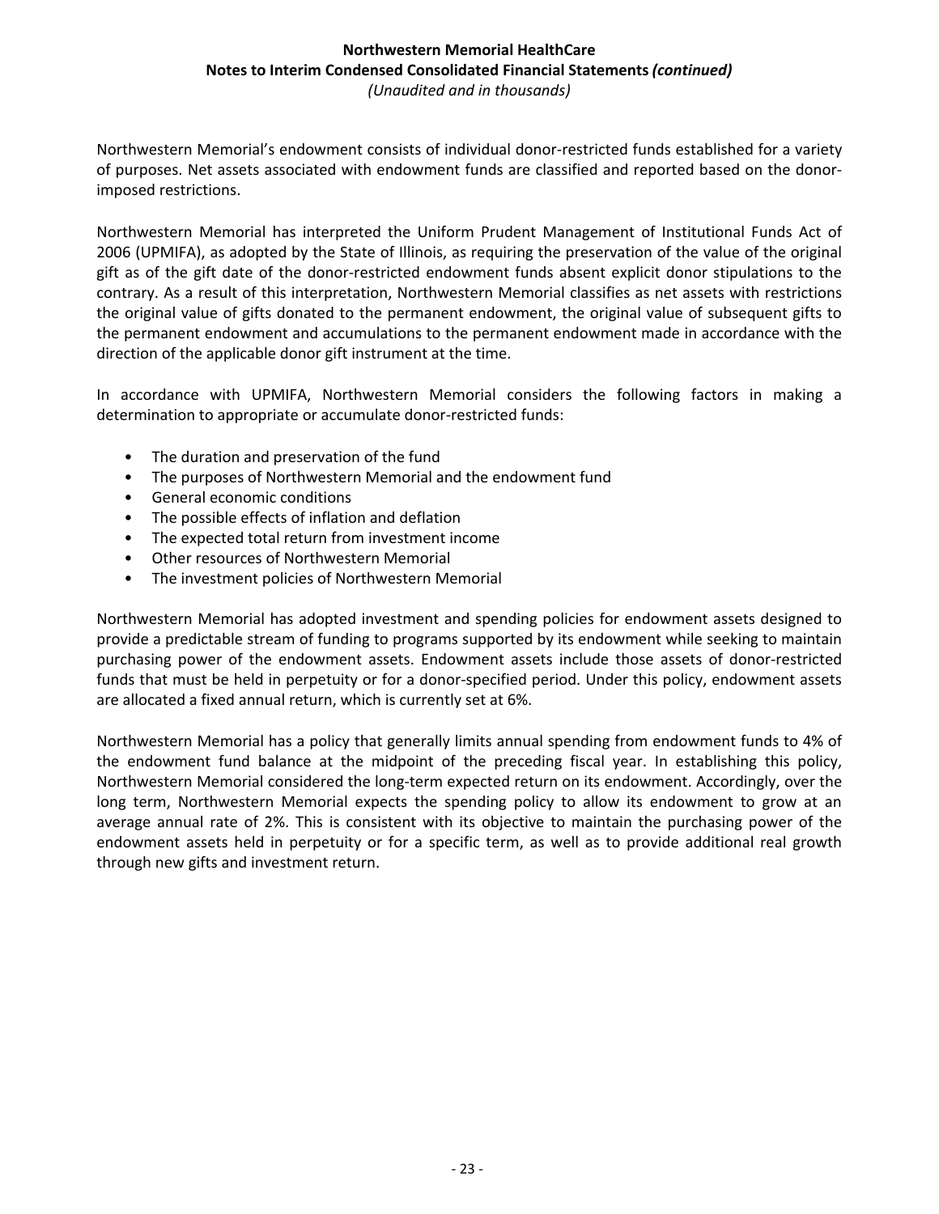Northwestern Memorial's endowment consists of individual donor-restricted funds established for a variety of purposes. Net assets associated with endowment funds are classified and reported based on the donor-imposed restrictions.

Northwestern Memorial has interpreted the Uniform Prudent Management of Institutional Funds Act of 2006 (UPMIFA), as adopted by the State of Illinois, as requiring the preservation of the value of the original gift as of the gift date of the donor-restricted endowment funds absent explicit donor stipulations to the contrary. As a result of this interpretation, Northwestern Memorial classifies as net assets with restrictions the original value of gifts donated to the permanent endowment, the original value of subsequent gifts to the permanent endowment and accumulations to the permanent endowment made in accordance with the direction of the applicable donor gift instrument at the time.

In accordance with UPMIFA, Northwestern Memorial considers the following factors in making a determination to appropriate or accumulate donor-restricted funds:

- The duration and preservation of the fund
- The purposes of Northwestern Memorial and the endowment fund
- General economic conditions
- The possible effects of inflation and deflation
- The expected total return from investment income
- Other resources of Northwestern Memorial
- The investment policies of Northwestern Memorial

Northwestern Memorial has adopted investment and spending policies for endowment assets designed to provide a predictable stream of funding to programs supported by its endowment while seeking to maintain purchasing power of the endowment assets. Endowment assets include those assets of donor-restricted funds that must be held in perpetuity or for a donor-specified period. Under this policy, endowment assets are allocated a fixed annual return, which is currently set at 6%.

Northwestern Memorial has a policy that generally limits annual spending from endowment funds to 4% of the endowment fund balance at the midpoint of the preceding fiscal year. In establishing this policy, Northwestern Memorial considered the long-term expected return on its endowment. Accordingly, over the long term, Northwestern Memorial expects the spending policy to allow its endowment to grow at an average annual rate of 2%. This is consistent with its objective to maintain the purchasing power of the endowment assets held in perpetuity or for a specific term, as well as to provide additional real growth through new gifts and investment return.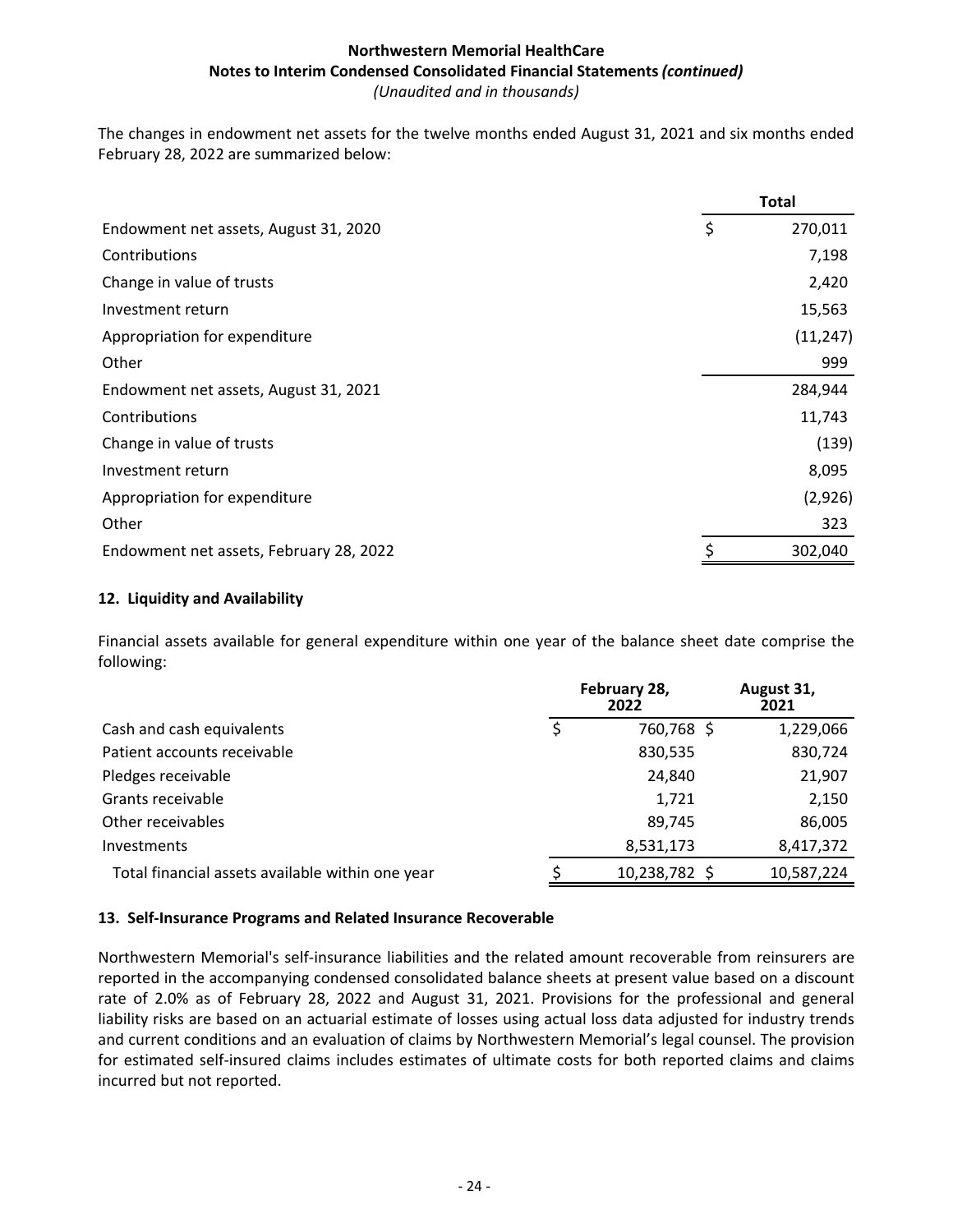The changes in endowment net assets for the twelve months ended August 31, 2021 and six months ended February 28, 2022 are summarized below:

| | Total |
|---|---|
| Endowment net assets, August 31, 2020 | $ 270,011 |
| Contributions | 7,198 |
| Change in value of trusts | 2,420 |
| Investment return | 15,563 |
| Appropriation for expenditure | (11,247) |
| Other | 999 |
| Endowment net assets, August 31, 2021 | 284,944 |
| Contributions | 11,743 |
| Change in value of trusts | (139) |
| Investment return | 8,095 |
| Appropriation for expenditure | (2,926) |
| Other | 323 |
| Endowment net assets, February 28, 2022 | $ 302,040 |

## 12. Liquidity and Availability

Financial assets available for general expenditure within one year of the balance sheet date comprise the following:

| | February 28, 2022 | August 31, 2021 |
|---|---|---|
| Cash and cash equivalents | $ 760,768 | $ 1,229,066 |
| Patient accounts receivable | 830,535 | 830,724 |
| Pledges receivable | 24,840 | 21,907 |
| Grants receivable | 1,721 | 2,150 |
| Other receivables | 89,745 | 86,005 |
| Investments | 8,531,173 | 8,417,372 |
| Total financial assets available within one year | $ 10,238,782 | $ 10,587,224 |

## 13. Self-Insurance Programs and Related Insurance Recoverable

Northwestern Memorial's self-insurance liabilities and the related amount recoverable from reinsurers are reported in the accompanying condensed consolidated balance sheets at present value based on a discount rate of 2.0% as of February 28, 2022 and August 31, 2021. Provisions for the professional and general liability risks are based on an actuarial estimate of losses using actual loss data adjusted for industry trends and current conditions and an evaluation of claims by Northwestern Memorial's legal counsel. The provision for estimated self-insured claims includes estimates of ultimate costs for both reported claims and claims incurred but not reported.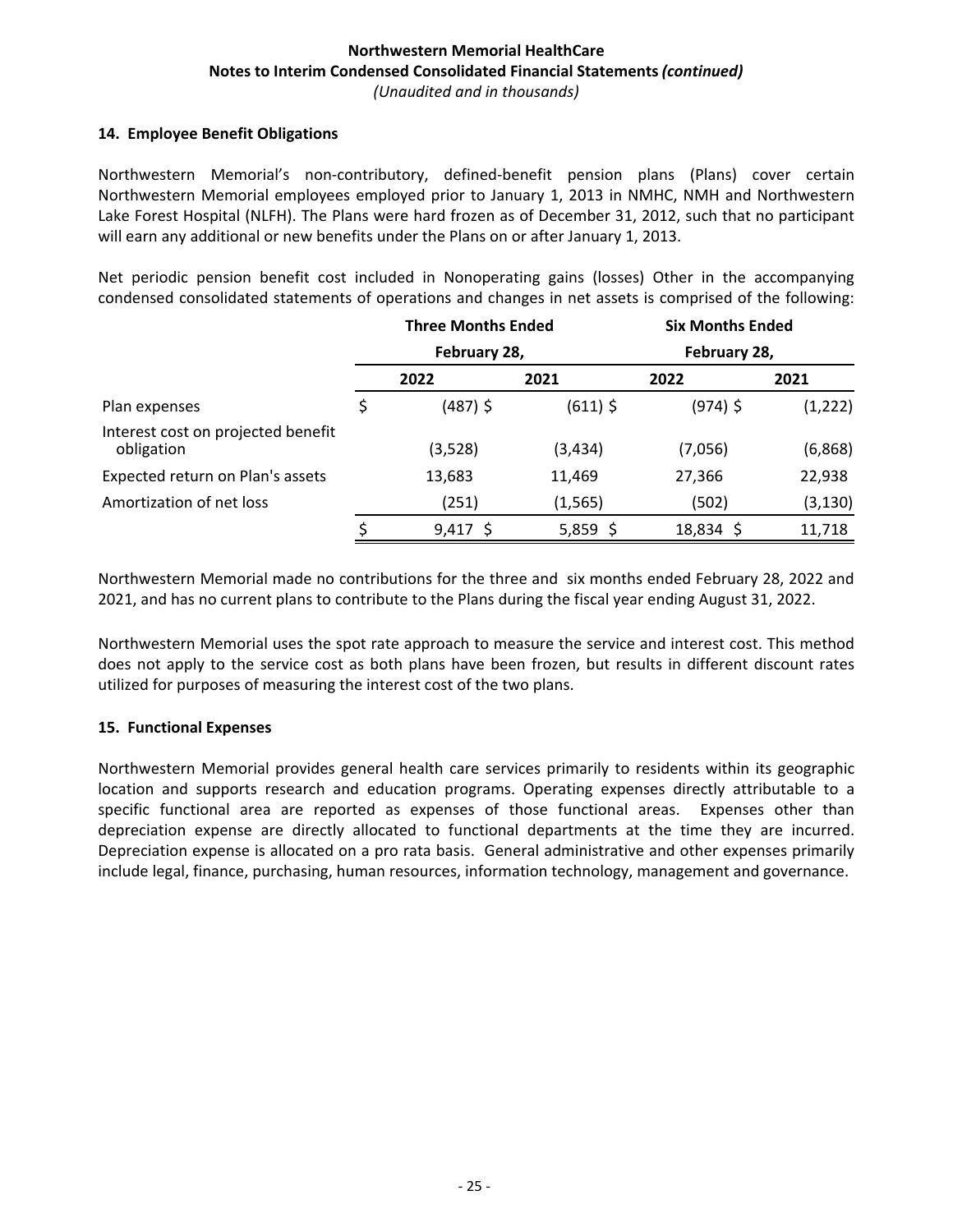## 14. Employee Benefit Obligations

Northwestern Memorial's non-contributory, defined-benefit pension plans (Plans) cover certain Northwestern Memorial employees employed prior to January 1, 2013 in NMHC, NMH and Northwestern Lake Forest Hospital (NLFH). The Plans were hard frozen as of December 31, 2012, such that no participant will earn any additional or new benefits under the Plans on or after January 1, 2013.

Net periodic pension benefit cost included in Nonoperating gains (losses) Other in the accompanying condensed consolidated statements of operations and changes in net assets is comprised of the following:

| | Three Months Ended February 28, | | Six Months Ended February 28, | |
|---|---|---|---|---|
| | 2022 | 2021 | 2022 | 2021 |
| Plan expenses | $ (487) | $ (611) | $ (974) | $ (1,222) |
| Interest cost on projected benefit obligation | (3,528) | (3,434) | (7,056) | (6,868) |
| Expected return on Plan's assets | 13,683 | 11,469 | 27,366 | 22,938 |
| Amortization of net loss | (251) | (1,565) | (502) | (3,130) |
| | $ 9,417 | $ 5,859 | $ 18,834 | $ 11,718 |

Northwestern Memorial made no contributions for the three and six months ended February 28, 2022 and 2021, and has no current plans to contribute to the Plans during the fiscal year ending August 31, 2022.

Northwestern Memorial uses the spot rate approach to measure the service and interest cost. This method does not apply to the service cost as both plans have been frozen, but results in different discount rates utilized for purposes of measuring the interest cost of the two plans.

## 15. Functional Expenses

Northwestern Memorial provides general health care services primarily to residents within its geographic location and supports research and education programs. Operating expenses directly attributable to a specific functional area are reported as expenses of those functional areas. Expenses other than depreciation expense are directly allocated to functional departments at the time they are incurred. Depreciation expense is allocated on a pro rata basis. General administrative and other expenses primarily include legal, finance, purchasing, human resources, information technology, management and governance.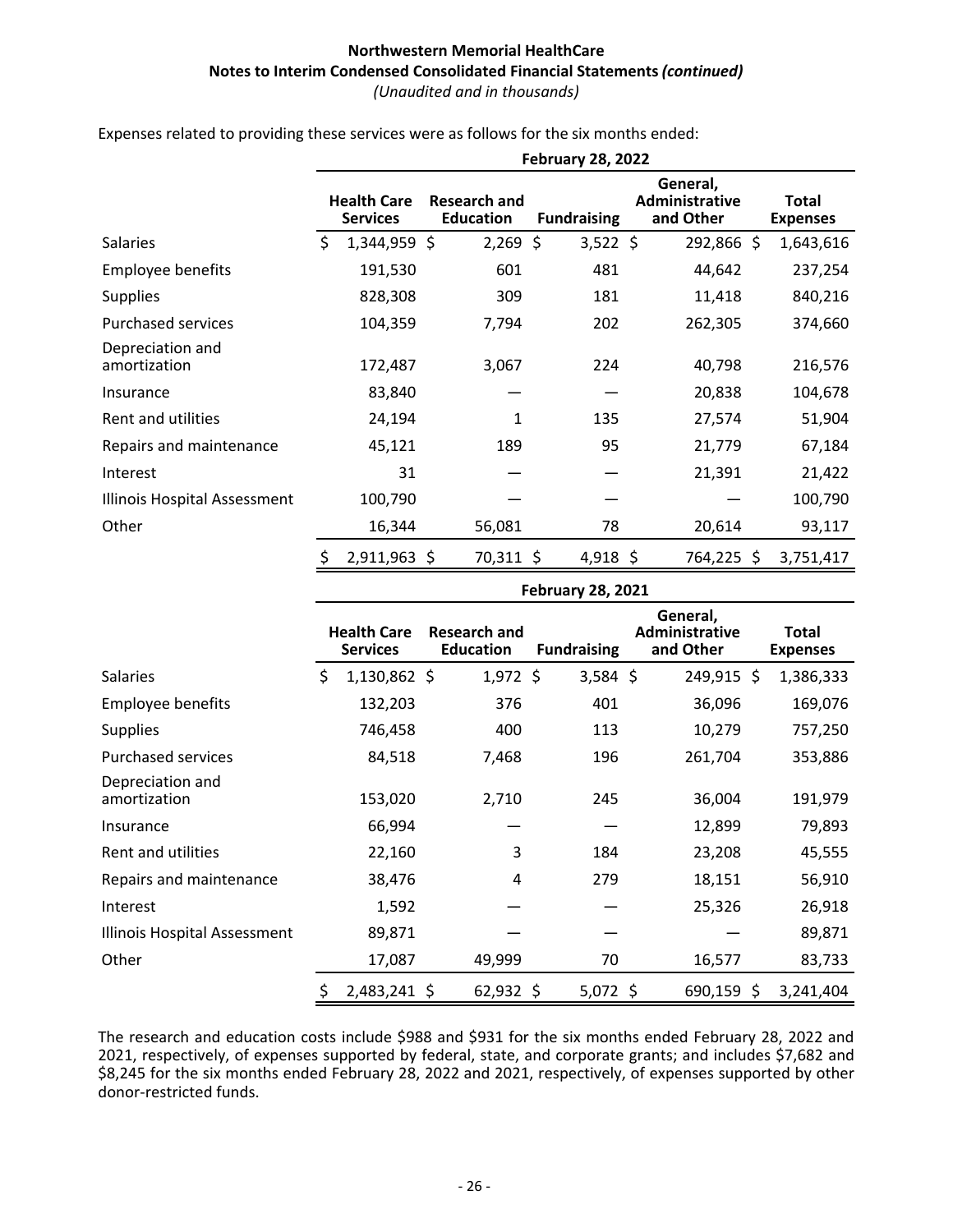**Northwestern Memorial HealthCare**
**Notes to Interim Condensed Consolidated Financial Statements *(continued)***
*(Unaudited and in thousands)*

Expenses related to providing these services were as follows for the six months ended:

| | February 28, 2022 | | | | |
|---|---|---|---|---|---|
| | **Health Care Services** | **Research and Education** | **Fundraising** | **General, Administrative and Other** | **Total Expenses** |
| Salaries | $ 1,344,959 | $ 2,269 | $ 3,522 | $ 292,866 | $ 1,643,616 |
| Employee benefits | 191,530 | 601 | 481 | 44,642 | 237,254 |
| Supplies | 828,308 | 309 | 181 | 11,418 | 840,216 |
| Purchased services | 104,359 | 7,794 | 202 | 262,305 | 374,660 |
| Depreciation and amortization | 172,487 | 3,067 | 224 | 40,798 | 216,576 |
| Insurance | 83,840 | — | — | 20,838 | 104,678 |
| Rent and utilities | 24,194 | 1 | 135 | 27,574 | 51,904 |
| Repairs and maintenance | 45,121 | 189 | 95 | 21,779 | 67,184 |
| Interest | 31 | — | — | 21,391 | 21,422 |
| Illinois Hospital Assessment | 100,790 | — | — | — | 100,790 |
| Other | 16,344 | 56,081 | 78 | 20,614 | 93,117 |
| | $ 2,911,963 | $ 70,311 | $ 4,918 | $ 764,225 | $ 3,751,417 |

| | February 28, 2021 | | | | |
|---|---|---|---|---|---|
| | **Health Care Services** | **Research and Education** | **Fundraising** | **General, Administrative and Other** | **Total Expenses** |
| Salaries | $ 1,130,862 | $ 1,972 | $ 3,584 | $ 249,915 | $ 1,386,333 |
| Employee benefits | 132,203 | 376 | 401 | 36,096 | 169,076 |
| Supplies | 746,458 | 400 | 113 | 10,279 | 757,250 |
| Purchased services | 84,518 | 7,468 | 196 | 261,704 | 353,886 |
| Depreciation and amortization | 153,020 | 2,710 | 245 | 36,004 | 191,979 |
| Insurance | 66,994 | — | — | 12,899 | 79,893 |
| Rent and utilities | 22,160 | 3 | 184 | 23,208 | 45,555 |
| Repairs and maintenance | 38,476 | 4 | 279 | 18,151 | 56,910 |
| Interest | 1,592 | — | — | 25,326 | 26,918 |
| Illinois Hospital Assessment | 89,871 | — | — | — | 89,871 |
| Other | 17,087 | 49,999 | 70 | 16,577 | 83,733 |
| | $ 2,483,241 | $ 62,932 | $ 5,072 | $ 690,159 | $ 3,241,404 |

The research and education costs include $988 and $931 for the six months ended February 28, 2022 and 2021, respectively, of expenses supported by federal, state, and corporate grants; and includes $7,682 and $8,245 for the six months ended February 28, 2022 and 2021, respectively, of expenses supported by other donor-restricted funds.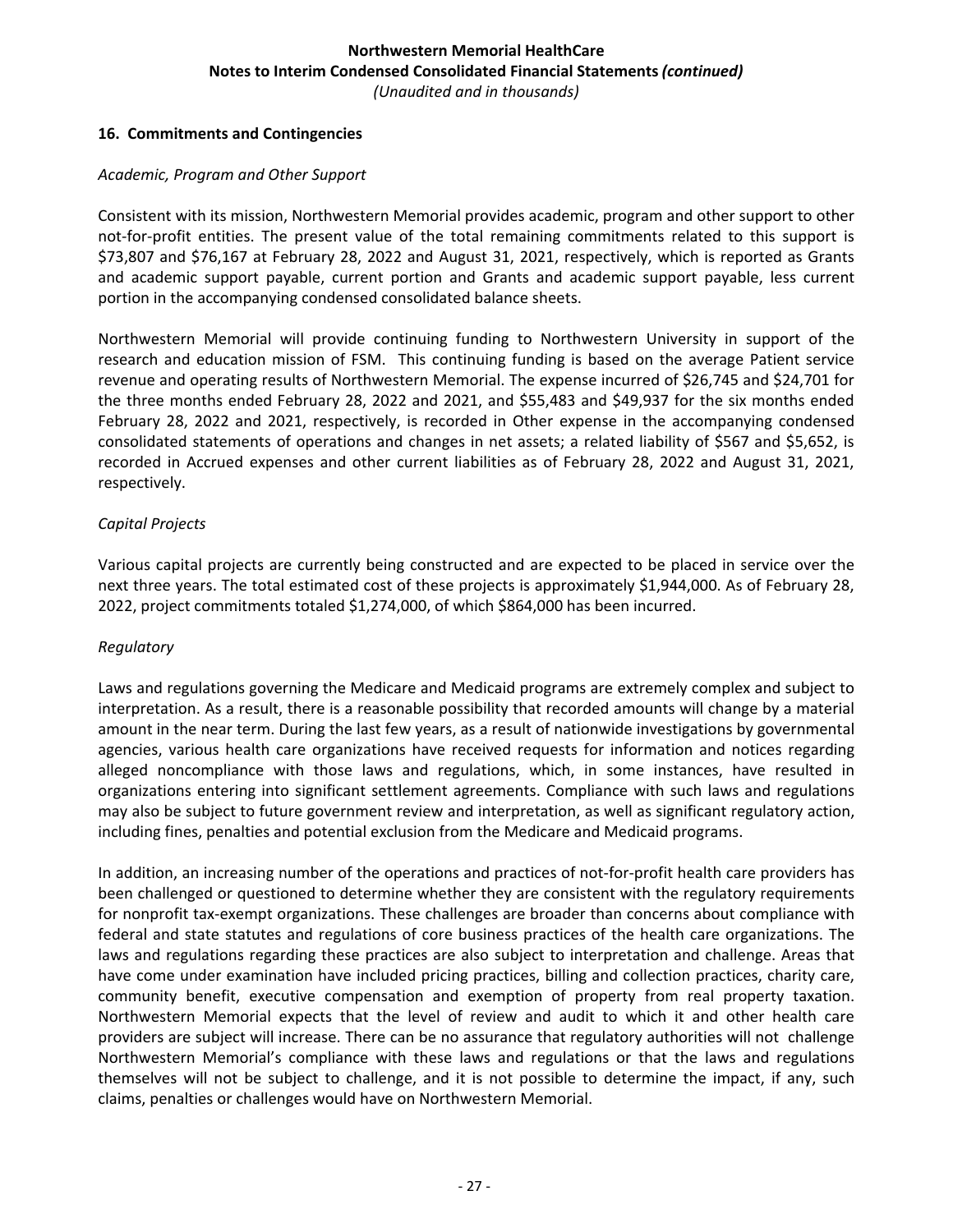## 16. Commitments and Contingencies

*Academic, Program and Other Support*

Consistent with its mission, Northwestern Memorial provides academic, program and other support to other not-for-profit entities. The present value of the total remaining commitments related to this support is $73,807 and $76,167 at February 28, 2022 and August 31, 2021, respectively, which is reported as Grants and academic support payable, current portion and Grants and academic support payable, less current portion in the accompanying condensed consolidated balance sheets.

Northwestern Memorial will provide continuing funding to Northwestern University in support of the research and education mission of FSM. This continuing funding is based on the average Patient service revenue and operating results of Northwestern Memorial. The expense incurred of $26,745 and $24,701 for the three months ended February 28, 2022 and 2021, and $55,483 and $49,937 for the six months ended February 28, 2022 and 2021, respectively, is recorded in Other expense in the accompanying condensed consolidated statements of operations and changes in net assets; a related liability of $567 and $5,652, is recorded in Accrued expenses and other current liabilities as of February 28, 2022 and August 31, 2021, respectively.

*Capital Projects*

Various capital projects are currently being constructed and are expected to be placed in service over the next three years. The total estimated cost of these projects is approximately $1,944,000. As of February 28, 2022, project commitments totaled $1,274,000, of which $864,000 has been incurred.

*Regulatory*

Laws and regulations governing the Medicare and Medicaid programs are extremely complex and subject to interpretation. As a result, there is a reasonable possibility that recorded amounts will change by a material amount in the near term. During the last few years, as a result of nationwide investigations by governmental agencies, various health care organizations have received requests for information and notices regarding alleged noncompliance with those laws and regulations, which, in some instances, have resulted in organizations entering into significant settlement agreements. Compliance with such laws and regulations may also be subject to future government review and interpretation, as well as significant regulatory action, including fines, penalties and potential exclusion from the Medicare and Medicaid programs.

In addition, an increasing number of the operations and practices of not-for-profit health care providers has been challenged or questioned to determine whether they are consistent with the regulatory requirements for nonprofit tax-exempt organizations. These challenges are broader than concerns about compliance with federal and state statutes and regulations of core business practices of the health care organizations. The laws and regulations regarding these practices are also subject to interpretation and challenge. Areas that have come under examination have included pricing practices, billing and collection practices, charity care, community benefit, executive compensation and exemption of property from real property taxation. Northwestern Memorial expects that the level of review and audit to which it and other health care providers are subject will increase. There can be no assurance that regulatory authorities will not challenge Northwestern Memorial's compliance with these laws and regulations or that the laws and regulations themselves will not be subject to challenge, and it is not possible to determine the impact, if any, such claims, penalties or challenges would have on Northwestern Memorial.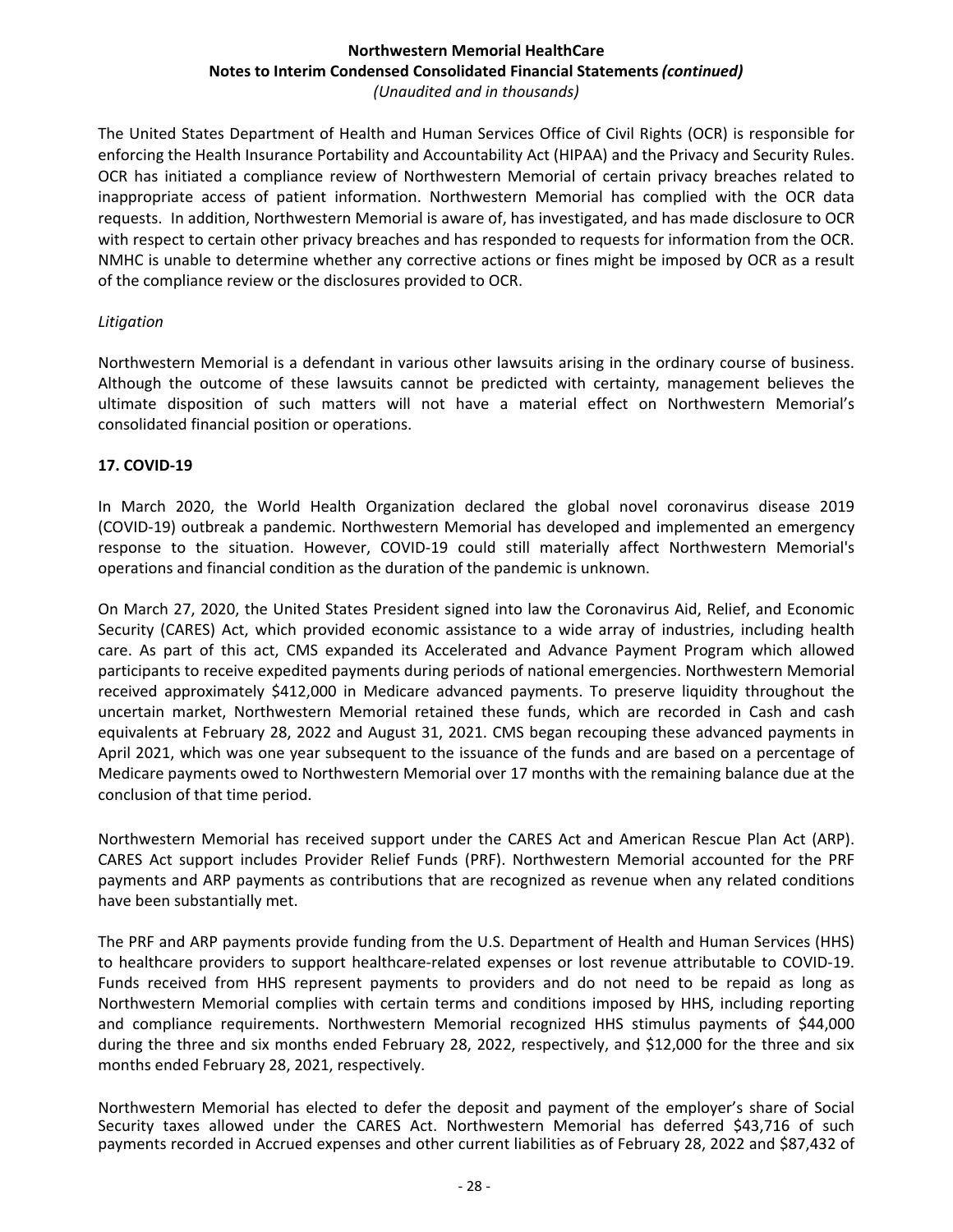The United States Department of Health and Human Services Office of Civil Rights (OCR) is responsible for enforcing the Health Insurance Portability and Accountability Act (HIPAA) and the Privacy and Security Rules. OCR has initiated a compliance review of Northwestern Memorial of certain privacy breaches related to inappropriate access of patient information. Northwestern Memorial has complied with the OCR data requests. In addition, Northwestern Memorial is aware of, has investigated, and has made disclosure to OCR with respect to certain other privacy breaches and has responded to requests for information from the OCR. NMHC is unable to determine whether any corrective actions or fines might be imposed by OCR as a result of the compliance review or the disclosures provided to OCR.

*Litigation*

Northwestern Memorial is a defendant in various other lawsuits arising in the ordinary course of business. Although the outcome of these lawsuits cannot be predicted with certainty, management believes the ultimate disposition of such matters will not have a material effect on Northwestern Memorial's consolidated financial position or operations.

## 17. COVID-19

In March 2020, the World Health Organization declared the global novel coronavirus disease 2019 (COVID-19) outbreak a pandemic. Northwestern Memorial has developed and implemented an emergency response to the situation. However, COVID-19 could still materially affect Northwestern Memorial's operations and financial condition as the duration of the pandemic is unknown.

On March 27, 2020, the United States President signed into law the Coronavirus Aid, Relief, and Economic Security (CARES) Act, which provided economic assistance to a wide array of industries, including health care. As part of this act, CMS expanded its Accelerated and Advance Payment Program which allowed participants to receive expedited payments during periods of national emergencies. Northwestern Memorial received approximately $412,000 in Medicare advanced payments. To preserve liquidity throughout the uncertain market, Northwestern Memorial retained these funds, which are recorded in Cash and cash equivalents at February 28, 2022 and August 31, 2021. CMS began recouping these advanced payments in April 2021, which was one year subsequent to the issuance of the funds and are based on a percentage of Medicare payments owed to Northwestern Memorial over 17 months with the remaining balance due at the conclusion of that time period.

Northwestern Memorial has received support under the CARES Act and American Rescue Plan Act (ARP). CARES Act support includes Provider Relief Funds (PRF). Northwestern Memorial accounted for the PRF payments and ARP payments as contributions that are recognized as revenue when any related conditions have been substantially met.

The PRF and ARP payments provide funding from the U.S. Department of Health and Human Services (HHS) to healthcare providers to support healthcare-related expenses or lost revenue attributable to COVID-19. Funds received from HHS represent payments to providers and do not need to be repaid as long as Northwestern Memorial complies with certain terms and conditions imposed by HHS, including reporting and compliance requirements. Northwestern Memorial recognized HHS stimulus payments of $44,000 during the three and six months ended February 28, 2022, respectively, and $12,000 for the three and six months ended February 28, 2021, respectively.

Northwestern Memorial has elected to defer the deposit and payment of the employer's share of Social Security taxes allowed under the CARES Act. Northwestern Memorial has deferred $43,716 of such payments recorded in Accrued expenses and other current liabilities as of February 28, 2022 and $87,432 of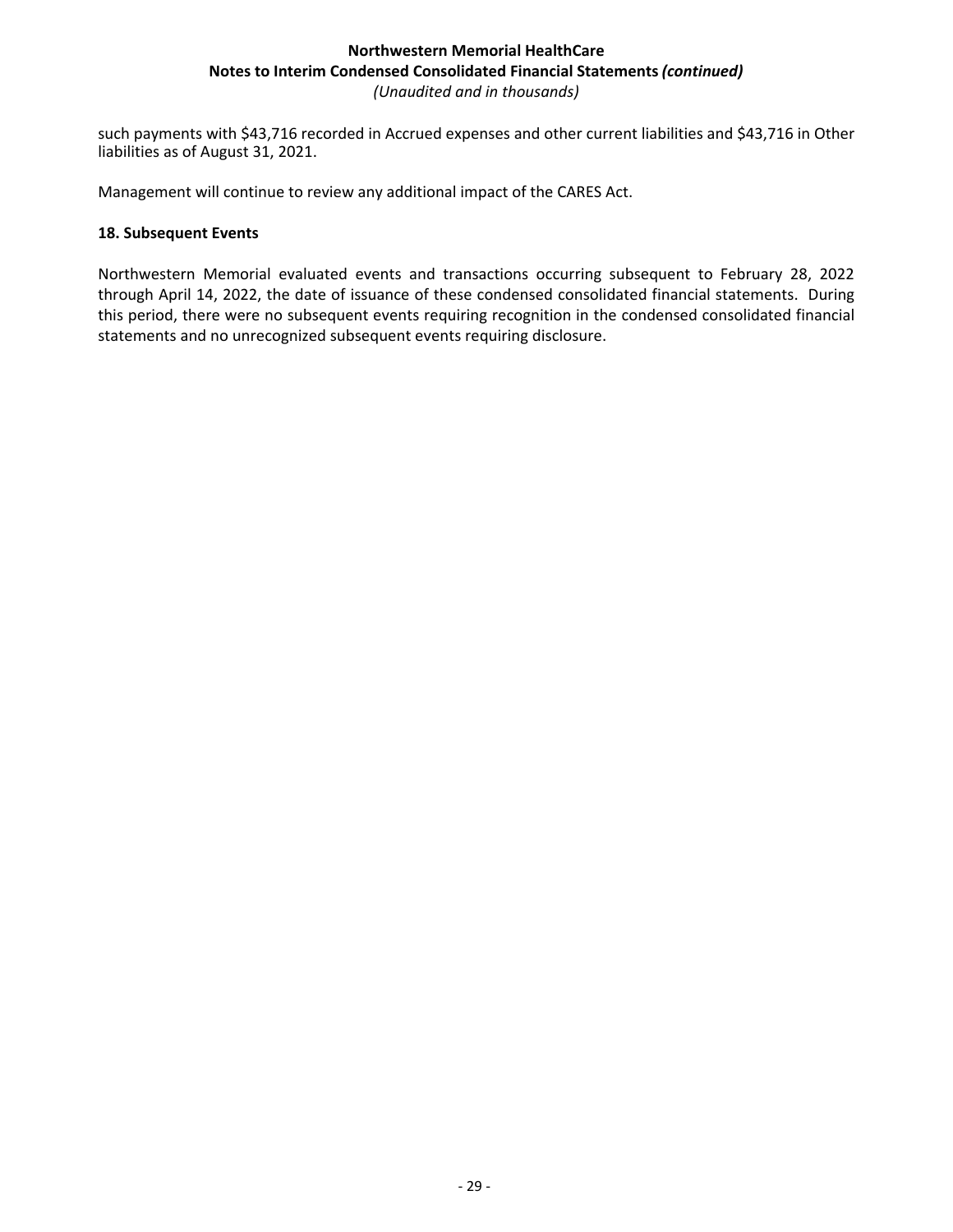such payments with $43,716 recorded in Accrued expenses and other current liabilities and $43,716 in Other liabilities as of August 31, 2021.

Management will continue to review any additional impact of the CARES Act.

### 18. Subsequent Events

Northwestern Memorial evaluated events and transactions occurring subsequent to February 28, 2022 through April 14, 2022, the date of issuance of these condensed consolidated financial statements. During this period, there were no subsequent events requiring recognition in the condensed consolidated financial statements and no unrecognized subsequent events requiring disclosure.